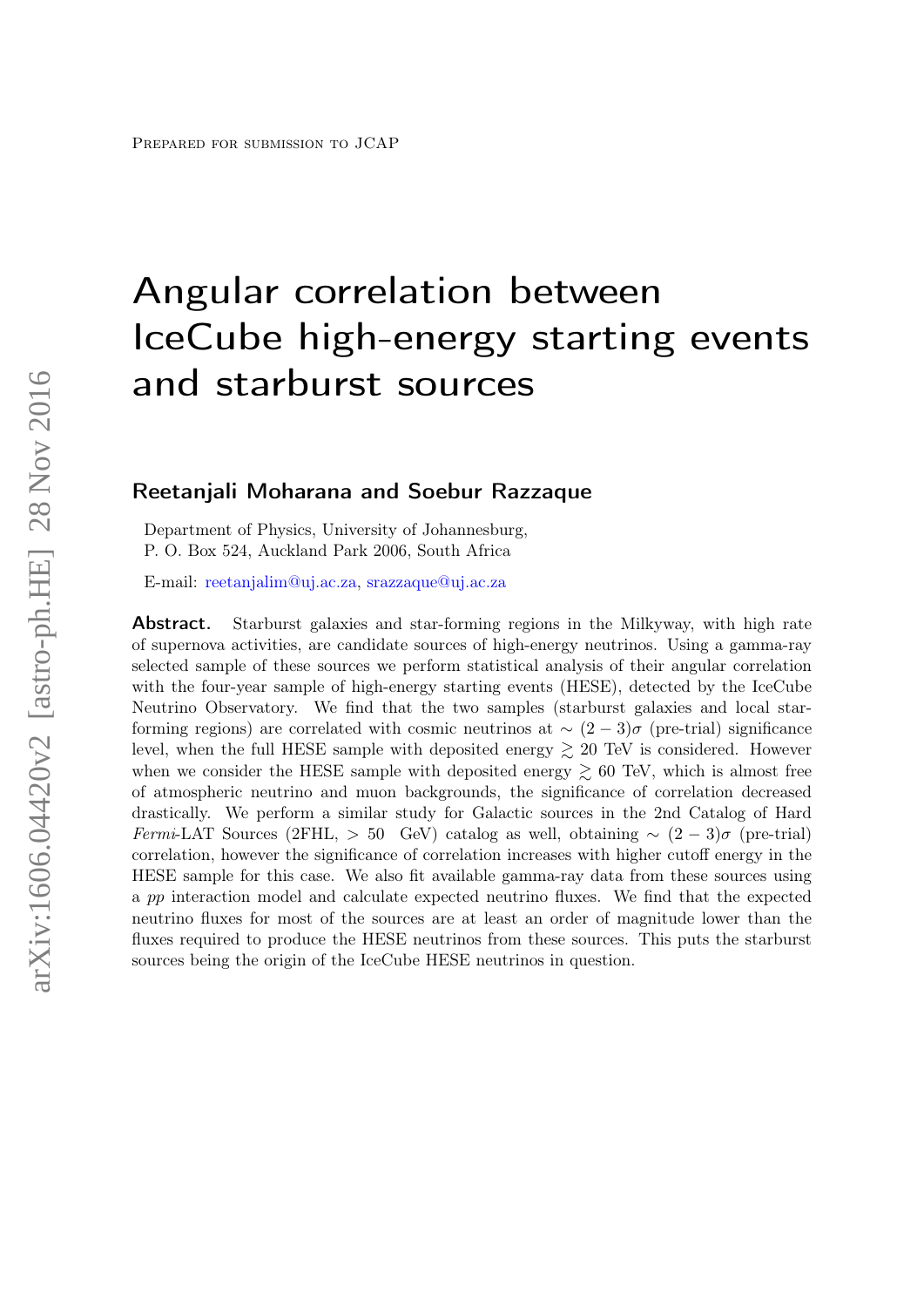Prepared for submission to JCAP

# Angular correlation between IceCube high-energy starting events and starburst sources

**Reetanjali Moharana and Soebur Razzaque**

Department of Physics, University of Johannesburg,
P. O. Box 524, Auckland Park 2006, South Africa

E-mail: reetanjalim@uj.ac.za, srazzaque@uj.ac.za

**Abstract.** Starburst galaxies and star-forming regions in the Milkyway, with high rate of supernova activities, are candidate sources of high-energy neutrinos. Using a gamma-ray selected sample of these sources we perform statistical analysis of their angular correlation with the four-year sample of high-energy starting events (HESE), detected by the IceCube Neutrino Observatory. We find that the two samples (starburst galaxies and local star-forming regions) are correlated with cosmic neutrinos at $\sim (2-3)\sigma$ (pre-trial) significance level, when the full HESE sample with deposited energy $\gtrsim 20$ TeV is considered. However when we consider the HESE sample with deposited energy $\gtrsim 60$ TeV, which is almost free of atmospheric neutrino and muon backgrounds, the significance of correlation decreased drastically. We perform a similar study for Galactic sources in the 2nd Catalog of Hard *Fermi*-LAT Sources (2FHL, $> 50$ GeV) catalog as well, obtaining $\sim (2-3)\sigma$ (pre-trial) correlation, however the significance of correlation increases with higher cutoff energy in the HESE sample for this case. We also fit available gamma-ray data from these sources using a *pp* interaction model and calculate expected neutrino fluxes. We find that the expected neutrino fluxes for most of the sources are at least an order of magnitude lower than the fluxes required to produce the HESE neutrinos from these sources. This puts the starburst sources being the origin of the IceCube HESE neutrinos in question.

arXiv:1606.04420v2 [astro-ph.HE] 28 Nov 2016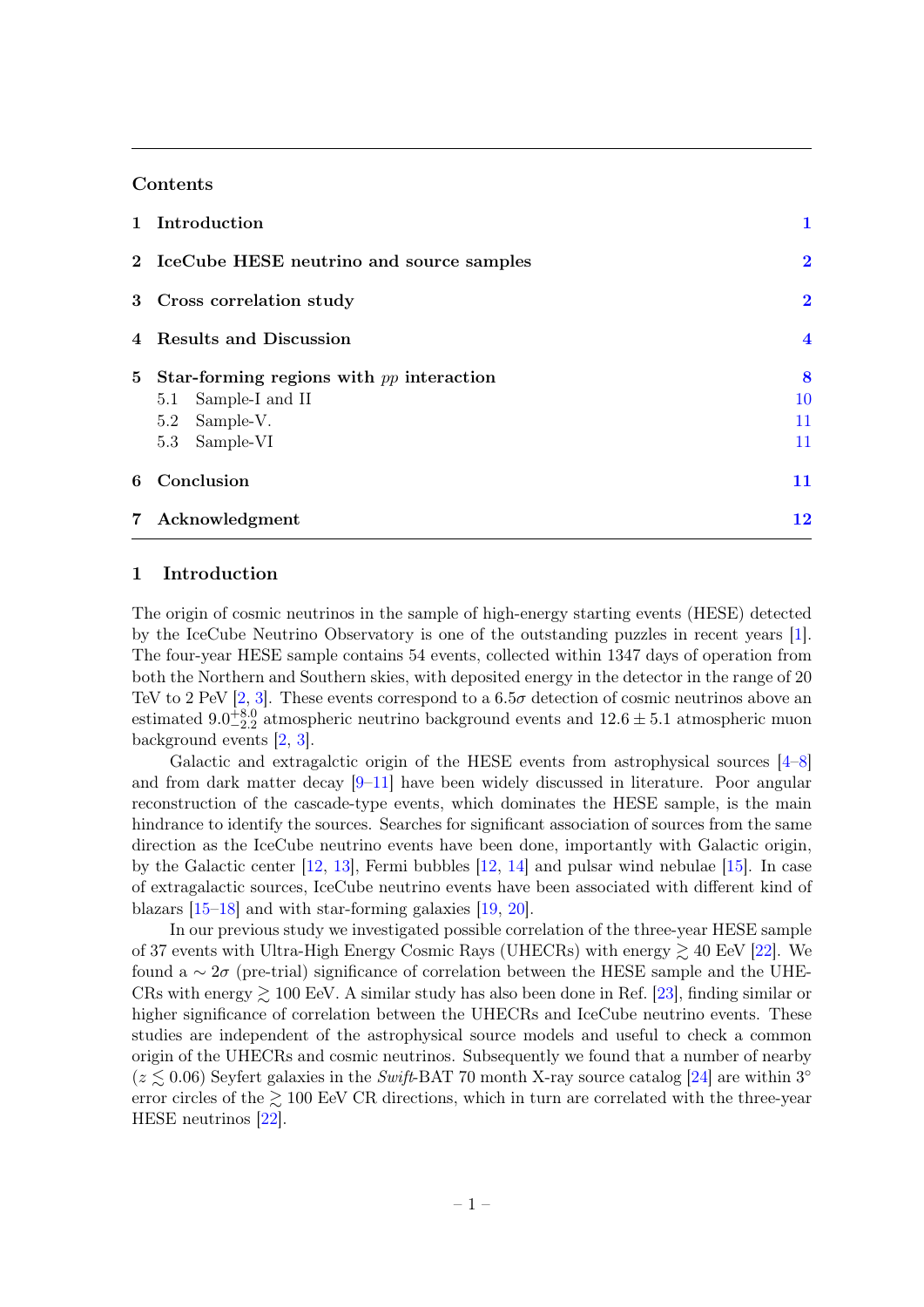## Contents

1 Introduction 1

2 IceCube HESE neutrino and source samples 2

3 Cross correlation study 2

4 Results and Discussion 4

5 Star-forming regions with $pp$ interaction 8
- 5.1 Sample-I and II 10
- 5.2 Sample-V. 11
- 5.3 Sample-VI 11

6 Conclusion 11

7 Acknowledgment 12

## 1 Introduction

The origin of cosmic neutrinos in the sample of high-energy starting events (HESE) detected by the IceCube Neutrino Observatory is one of the outstanding puzzles in recent years [1]. The four-year HESE sample contains 54 events, collected within 1347 days of operation from both the Northern and Southern skies, with deposited energy in the detector in the range of 20 TeV to 2 PeV [2, 3]. These events correspond to a $6.5\sigma$ detection of cosmic neutrinos above an estimated $9.0^{+8.0}_{-2.2}$ atmospheric neutrino background events and $12.6 \pm 5.1$ atmospheric muon background events [2, 3].

Galactic and extragalctic origin of the HESE events from astrophysical sources [4–8] and from dark matter decay [9–11] have been widely discussed in literature. Poor angular reconstruction of the cascade-type events, which dominates the HESE sample, is the main hindrance to identify the sources. Searches for significant association of sources from the same direction as the IceCube neutrino events have been done, importantly with Galactic origin, by the Galactic center [12, 13], Fermi bubbles [12, 14] and pulsar wind nebulae [15]. In case of extragalactic sources, IceCube neutrino events have been associated with different kind of blazars [15–18] and with star-forming galaxies [19, 20].

In our previous study we investigated possible correlation of the three-year HESE sample of 37 events with Ultra-High Energy Cosmic Rays (UHECRs) with energy $\gtrsim 40$ EeV [22]. We found a $\sim 2\sigma$ (pre-trial) significance of correlation between the HESE sample and the UHECRs with energy $\gtrsim 100$ EeV. A similar study has also been done in Ref. [23], finding similar or higher significance of correlation between the UHECRs and IceCube neutrino events. These studies are independent of the astrophysical source models and useful to check a common origin of the UHECRs and cosmic neutrinos. Subsequently we found that a number of nearby ($z \lesssim 0.06$) Seyfert galaxies in the *Swift*-BAT 70 month X-ray source catalog [24] are within $3^\circ$ error circles of the $\gtrsim 100$ EeV CR directions, which in turn are correlated with the three-year HESE neutrinos [22].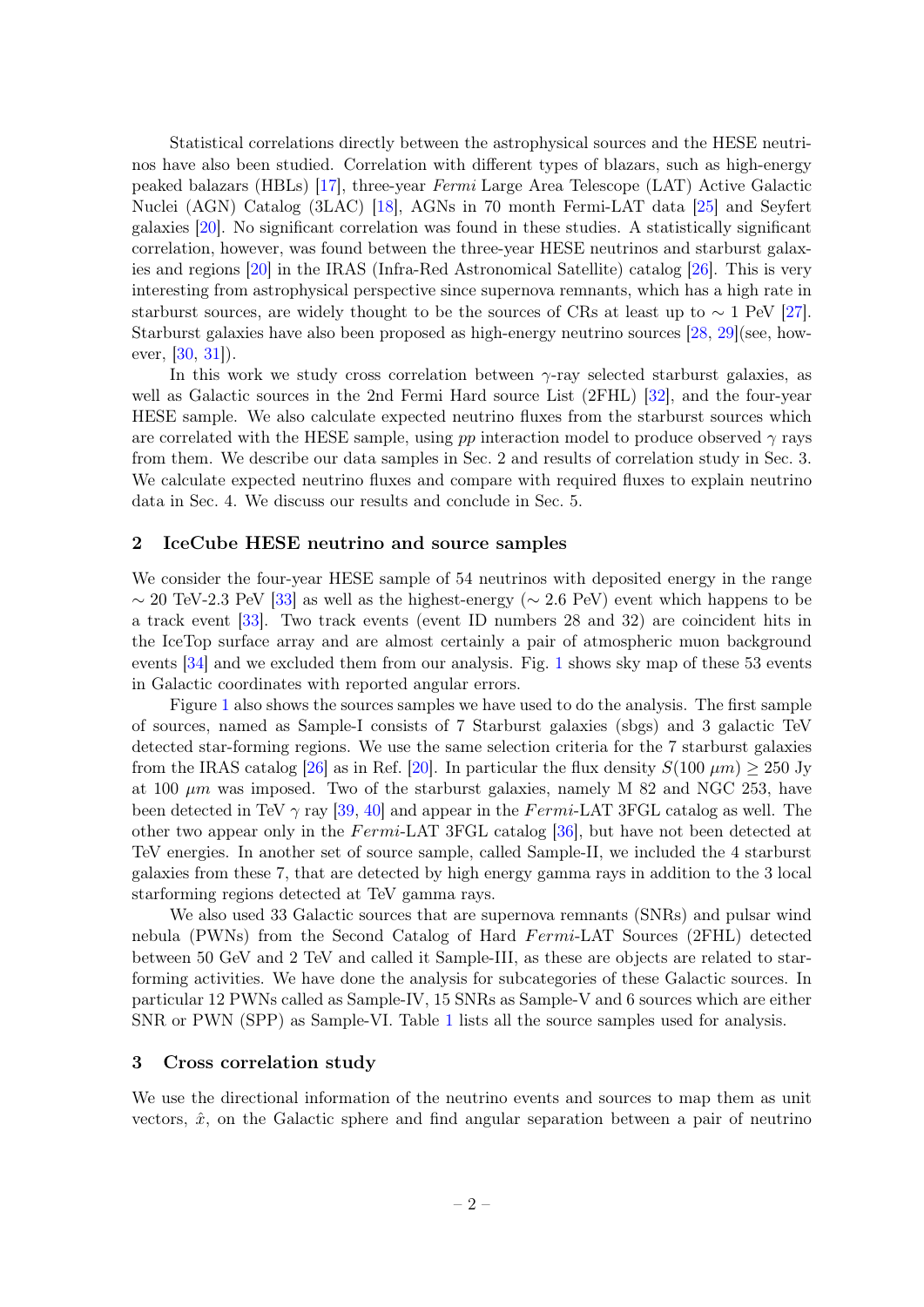Statistical correlations directly between the astrophysical sources and the HESE neutrinos have also been studied. Correlation with different types of blazars, such as high-energy peaked balazars (HBLs) [17], three-year *Fermi* Large Area Telescope (LAT) Active Galactic Nuclei (AGN) Catalog (3LAC) [18], AGNs in 70 month Fermi-LAT data [25] and Seyfert galaxies [20]. No significant correlation was found in these studies. A statistically significant correlation, however, was found between the three-year HESE neutrinos and starburst galaxies and regions [20] in the IRAS (Infra-Red Astronomical Satellite) catalog [26]. This is very interesting from astrophysical perspective since supernova remnants, which has a high rate in starburst sources, are widely thought to be the sources of CRs at least up to $\sim 1$ PeV [27]. Starburst galaxies have also been proposed as high-energy neutrino sources [28, 29](see, however, [30, 31]).

In this work we study cross correlation between $\gamma$-ray selected starburst galaxies, as well as Galactic sources in the 2nd Fermi Hard source List (2FHL) [32], and the four-year HESE sample. We also calculate expected neutrino fluxes from the starburst sources which are correlated with the HESE sample, using *pp* interaction model to produce observed $\gamma$ rays from them. We describe our data samples in Sec. 2 and results of correlation study in Sec. 3. We calculate expected neutrino fluxes and compare with required fluxes to explain neutrino data in Sec. 4. We discuss our results and conclude in Sec. 5.

## 2 IceCube HESE neutrino and source samples

We consider the four-year HESE sample of 54 neutrinos with deposited energy in the range $\sim 20$ TeV-2.3 PeV [33] as well as the highest-energy ($\sim 2.6$ PeV) event which happens to be a track event [33]. Two track events (event ID numbers 28 and 32) are coincident hits in the IceTop surface array and are almost certainly a pair of atmospheric muon background events [34] and we excluded them from our analysis. Fig. 1 shows sky map of these 53 events in Galactic coordinates with reported angular errors.

Figure 1 also shows the sources samples we have used to do the analysis. The first sample of sources, named as Sample-I consists of 7 Starburst galaxies (sbgs) and 3 galactic TeV detected star-forming regions. We use the same selection criteria for the 7 starburst galaxies from the IRAS catalog [26] as in Ref. [20]. In particular the flux density $S(100\ \mu m) \geq 250$ Jy at 100 $\mu m$ was imposed. Two of the starburst galaxies, namely M 82 and NGC 253, have been detected in TeV $\gamma$ ray [39, 40] and appear in the *Fermi*-LAT 3FGL catalog as well. The other two appear only in the *Fermi*-LAT 3FGL catalog [36], but have not been detected at TeV energies. In another set of source sample, called Sample-II, we included the 4 starburst galaxies from these 7, that are detected by high energy gamma rays in addition to the 3 local starforming regions detected at TeV gamma rays.

We also used 33 Galactic sources that are supernova remnants (SNRs) and pulsar wind nebula (PWNs) from the Second Catalog of Hard *Fermi*-LAT Sources (2FHL) detected between 50 GeV and 2 TeV and called it Sample-III, as these are objects are related to star-forming activities. We have done the analysis for subcategories of these Galactic sources. In particular 12 PWNs called as Sample-IV, 15 SNRs as Sample-V and 6 sources which are either SNR or PWN (SPP) as Sample-VI. Table 1 lists all the source samples used for analysis.

## 3 Cross correlation study

We use the directional information of the neutrino events and sources to map them as unit vectors, $\hat{x}$, on the Galactic sphere and find angular separation between a pair of neutrino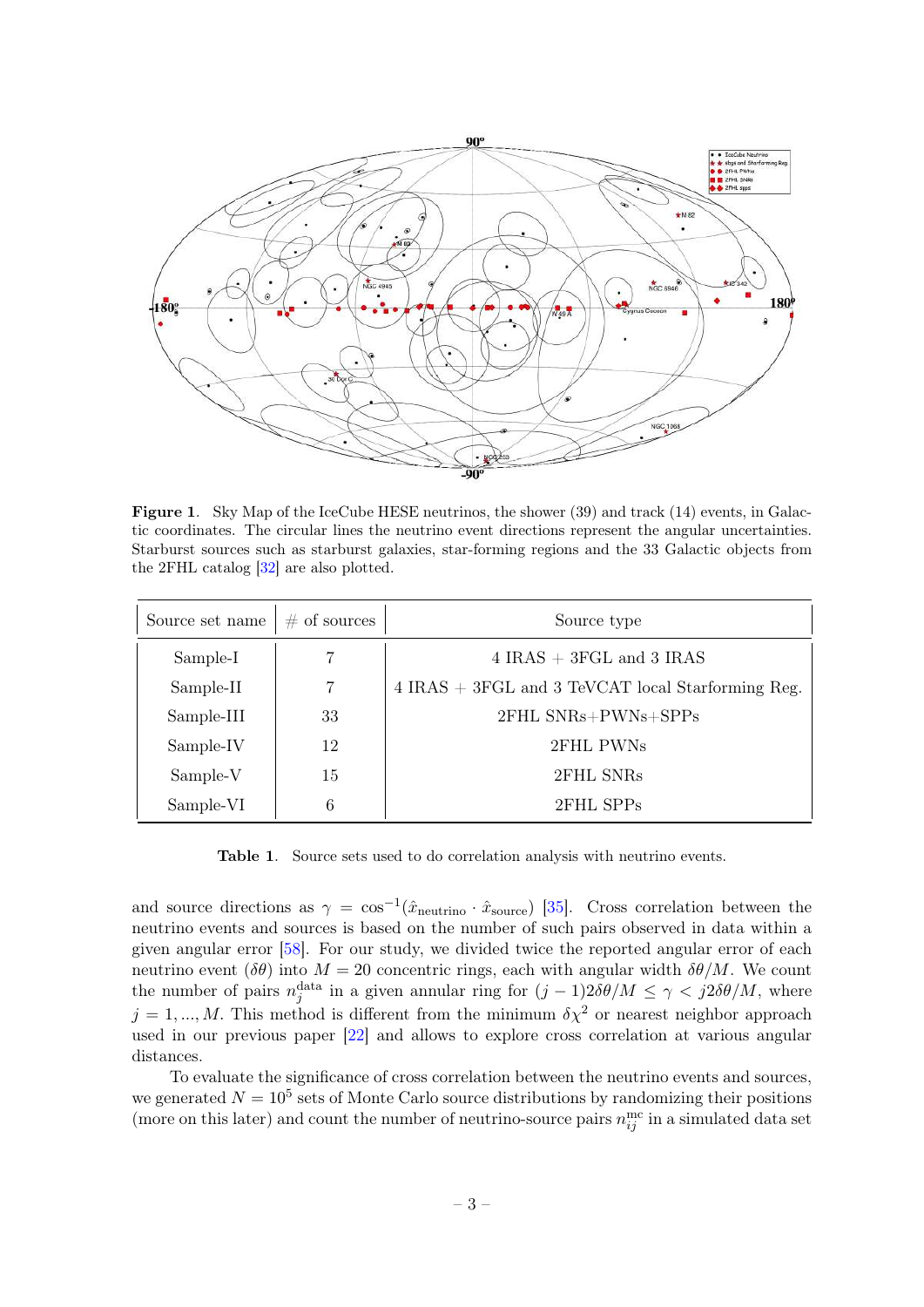**Figure 1**. Sky Map of the IceCube HESE neutrinos, the shower (39) and track (14) events, in Galactic coordinates. The circular lines the neutrino event directions represent the angular uncertainties. Starburst sources such as starburst galaxies, star-forming regions and the 33 Galactic objects from the 2FHL catalog [32] are also plotted.

| Source set name | # of sources | Source type |
|---|---|---|
| Sample-I | 7 | 4 IRAS + 3FGL and 3 IRAS |
| Sample-II | 7 | 4 IRAS + 3FGL and 3 TeVCAT local Starforming Reg. |
| Sample-III | 33 | 2FHL SNRs+PWNs+SPPs |
| Sample-IV | 12 | 2FHL PWNs |
| Sample-V | 15 | 2FHL SNRs |
| Sample-VI | 6 | 2FHL SPPs |

**Table 1**. Source sets used to do correlation analysis with neutrino events.

and source directions as $\gamma = \cos^{-1}(\hat{x}_{\rm neutrino} \cdot \hat{x}_{\rm source})$ [35]. Cross correlation between the neutrino events and sources is based on the number of such pairs observed in data within a given angular error [58]. For our study, we divided twice the reported angular error of each neutrino event ($\delta\theta$) into $M = 20$ concentric rings, each with angular width $\delta\theta/M$. We count the number of pairs $n_j^{\rm data}$ in a given annular ring for $(j-1)2\delta\theta/M \le \gamma < j2\delta\theta/M$, where $j = 1, ..., M$. This method is different from the minimum $\delta\chi^2$ or nearest neighbor approach used in our previous paper [22] and allows to explore cross correlation at various angular distances.

To evaluate the significance of cross correlation between the neutrino events and sources, we generated $N = 10^5$ sets of Monte Carlo source distributions by randomizing their positions (more on this later) and count the number of neutrino-source pairs $n_{ij}^{\rm mc}$ in a simulated data set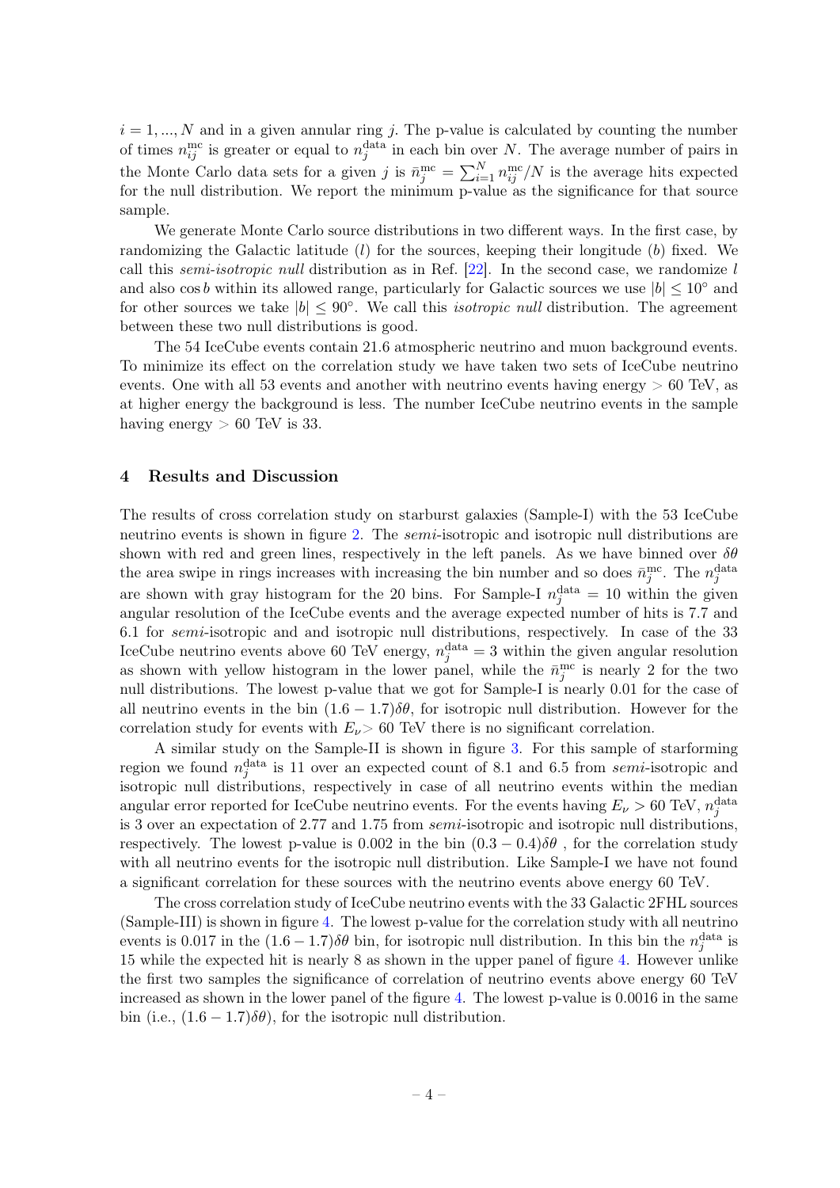$i = 1, ..., N$ and in a given annular ring $j$. The p-value is calculated by counting the number of times $n_{ij}^{\rm mc}$ is greater or equal to $n_j^{\rm data}$ in each bin over $N$. The average number of pairs in the Monte Carlo data sets for a given $j$ is $\bar{n}_j^{\rm mc} = \sum_{i=1}^{N} n_{ij}^{\rm mc}/N$ is the average hits expected for the null distribution. We report the minimum p-value as the significance for that source sample.

We generate Monte Carlo source distributions in two different ways. In the first case, by randomizing the Galactic latitude ($l$) for the sources, keeping their longitude ($b$) fixed. We call this *semi-isotropic null* distribution as in Ref. [22]. In the second case, we randomize $l$ and also $\cos b$ within its allowed range, particularly for Galactic sources we use $|b| \leq 10°$ and for other sources we take $|b| \leq 90°$. We call this *isotropic null* distribution. The agreement between these two null distributions is good.

The 54 IceCube events contain 21.6 atmospheric neutrino and muon background events. To minimize its effect on the correlation study we have taken two sets of IceCube neutrino events. One with all 53 events and another with neutrino events having energy $> 60$ TeV, as at higher energy the background is less. The number IceCube neutrino events in the sample having energy $> 60$ TeV is 33.

## 4 Results and Discussion

The results of cross correlation study on starburst galaxies (Sample-I) with the 53 IceCube neutrino events is shown in figure 2. The *semi*-isotropic and isotropic null distributions are shown with red and green lines, respectively in the left panels. As we have binned over $\delta\theta$ the area swipe in rings increases with increasing the bin number and so does $\bar{n}_j^{\rm mc}$. The $n_j^{\rm data}$ are shown with gray histogram for the 20 bins. For Sample-I $n_j^{\rm data} = 10$ within the given angular resolution of the IceCube events and the average expected number of hits is 7.7 and 6.1 for *semi*-isotropic and and isotropic null distributions, respectively. In case of the 33 IceCube neutrino events above 60 TeV energy, $n_j^{\rm data} = 3$ within the given angular resolution as shown with yellow histogram in the lower panel, while the $\bar{n}_j^{\rm mc}$ is nearly 2 for the two null distributions. The lowest p-value that we got for Sample-I is nearly 0.01 for the case of all neutrino events in the bin $(1.6 - 1.7)\delta\theta$, for isotropic null distribution. However for the correlation study for events with $E_\nu > 60$ TeV there is no significant correlation.

A similar study on the Sample-II is shown in figure 3. For this sample of starforming region we found $n_j^{\rm data}$ is 11 over an expected count of 8.1 and 6.5 from *semi*-isotropic and isotropic null distributions, respectively in case of all neutrino events within the median angular error reported for IceCube neutrino events. For the events having $E_\nu > 60$ TeV, $n_j^{\rm data}$ is 3 over an expectation of 2.77 and 1.75 from *semi*-isotropic and isotropic null distributions, respectively. The lowest p-value is 0.002 in the bin $(0.3 - 0.4)\delta\theta$ , for the correlation study with all neutrino events for the isotropic null distribution. Like Sample-I we have not found a significant correlation for these sources with the neutrino events above energy 60 TeV.

The cross correlation study of IceCube neutrino events with the 33 Galactic 2FHL sources (Sample-III) is shown in figure 4. The lowest p-value for the correlation study with all neutrino events is 0.017 in the $(1.6 - 1.7)\delta\theta$ bin, for isotropic null distribution. In this bin the $n_j^{\rm data}$ is 15 while the expected hit is nearly 8 as shown in the upper panel of figure 4. However unlike the first two samples the significance of correlation of neutrino events above energy 60 TeV increased as shown in the lower panel of the figure 4. The lowest p-value is 0.0016 in the same bin (i.e., $(1.6 - 1.7)\delta\theta$), for the isotropic null distribution.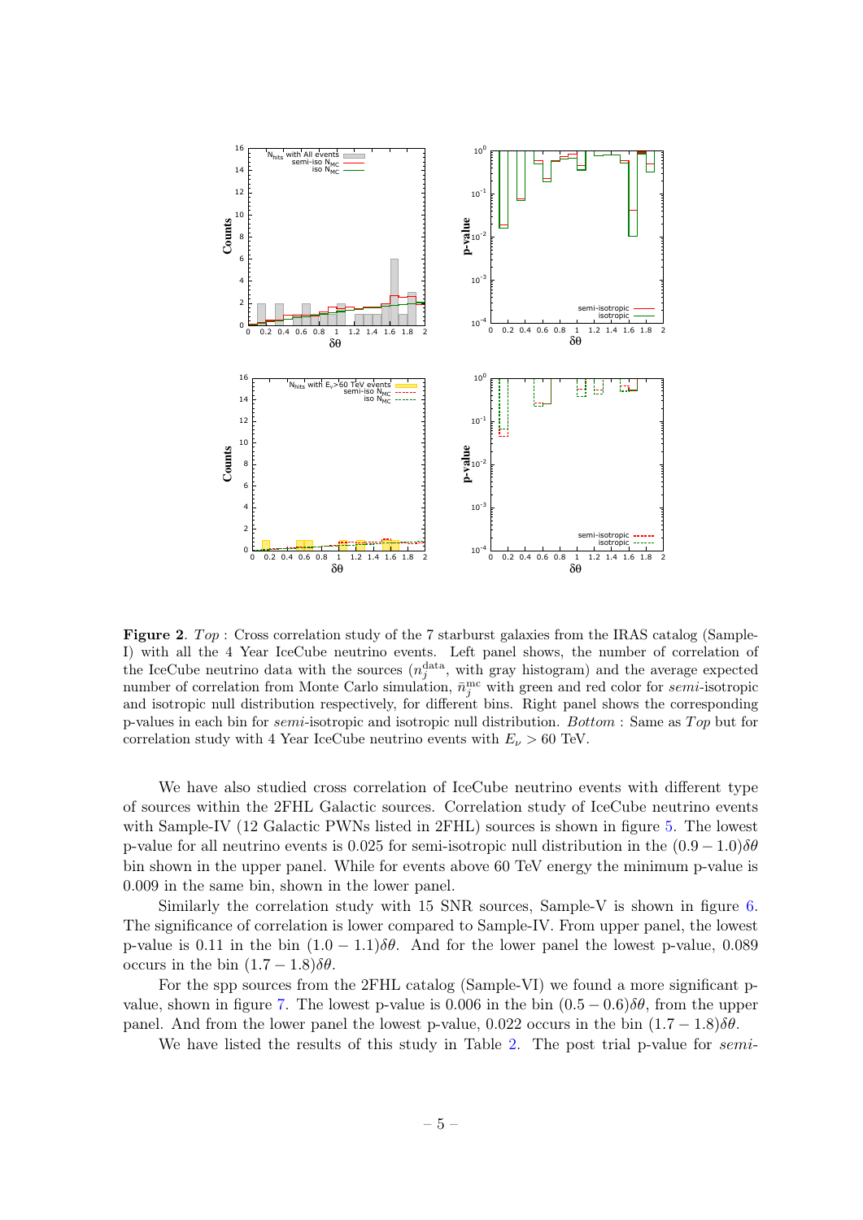**Figure 2**. *Top* : Cross correlation study of the 7 starburst galaxies from the IRAS catalog (Sample-I) with all the 4 Year IceCube neutrino events. Left panel shows, the number of correlation of the IceCube neutrino data with the sources ($n_j^{\rm data}$, with gray histogram) and the average expected number of correlation from Monte Carlo simulation, $\bar{n}_j^{\rm mc}$ with green and red color for *semi*-isotropic and isotropic null distribution respectively, for different bins. Right panel shows the corresponding p-values in each bin for *semi*-isotropic and isotropic null distribution. *Bottom* : Same as *Top* but for correlation study with 4 Year IceCube neutrino events with $E_\nu > 60$ TeV.

We have also studied cross correlation of IceCube neutrino events with different type of sources within the 2FHL Galactic sources. Correlation study of IceCube neutrino events with Sample-IV (12 Galactic PWNs listed in 2FHL) sources is shown in figure 5. The lowest p-value for all neutrino events is 0.025 for semi-isotropic null distribution in the $(0.9 - 1.0)\delta\theta$ bin shown in the upper panel. While for events above 60 TeV energy the minimum p-value is 0.009 in the same bin, shown in the lower panel.

Similarly the correlation study with 15 SNR sources, Sample-V is shown in figure 6. The significance of correlation is lower compared to Sample-IV. From upper panel, the lowest p-value is 0.11 in the bin $(1.0 - 1.1)\delta\theta$. And for the lower panel the lowest p-value, 0.089 occurs in the bin $(1.7 - 1.8)\delta\theta$.

For the spp sources from the 2FHL catalog (Sample-VI) we found a more significant p-value, shown in figure 7. The lowest p-value is 0.006 in the bin $(0.5 - 0.6)\delta\theta$, from the upper panel. And from the lower panel the lowest p-value, 0.022 occurs in the bin $(1.7 - 1.8)\delta\theta$.

We have listed the results of this study in Table 2. The post trial p-value for *semi*-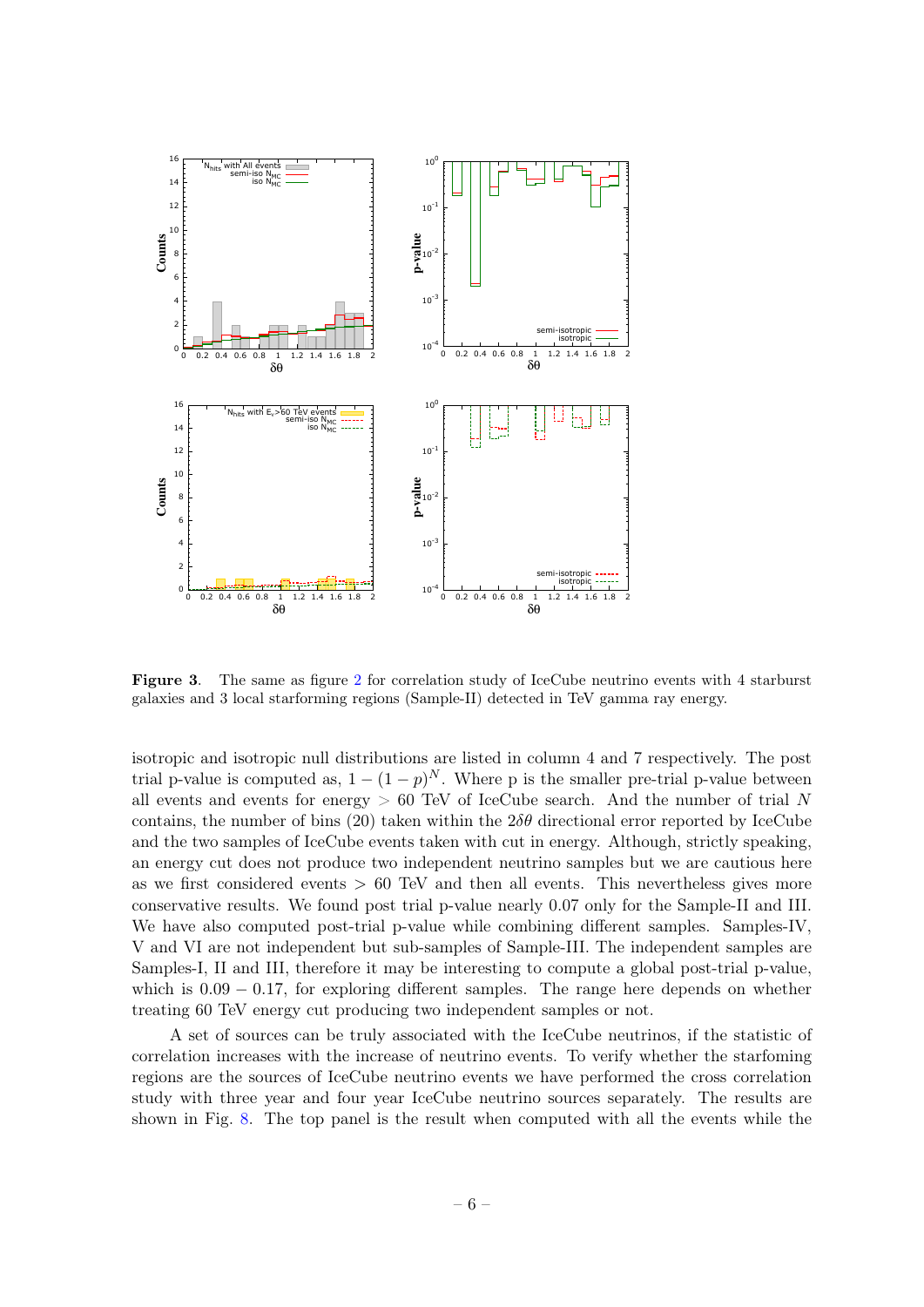**Figure 3**. The same as figure 2 for correlation study of IceCube neutrino events with 4 starburst galaxies and 3 local starforming regions (Sample-II) detected in TeV gamma ray energy.

isotropic and isotropic null distributions are listed in column 4 and 7 respectively. The post trial p-value is computed as, $1-(1-p)^N$. Where p is the smaller pre-trial p-value between all events and events for energy $> 60$ TeV of IceCube search. And the number of trial $N$ contains, the number of bins (20) taken within the $2\delta\theta$ directional error reported by IceCube and the two samples of IceCube events taken with cut in energy. Although, strictly speaking, an energy cut does not produce two independent neutrino samples but we are cautious here as we first considered events $> 60$ TeV and then all events. This nevertheless gives more conservative results. We found post trial p-value nearly 0.07 only for the Sample-II and III. We have also computed post-trial p-value while combining different samples. Samples-IV, V and VI are not independent but sub-samples of Sample-III. The independent samples are Samples-I, II and III, therefore it may be interesting to compute a global post-trial p-value, which is $0.09-0.17$, for exploring different samples. The range here depends on whether treating 60 TeV energy cut producing two independent samples or not.

A set of sources can be truly associated with the IceCube neutrinos, if the statistic of correlation increases with the increase of neutrino events. To verify whether the starfoming regions are the sources of IceCube neutrino events we have performed the cross correlation study with three year and four year IceCube neutrino sources separately. The results are shown in Fig. 8. The top panel is the result when computed with all the events while the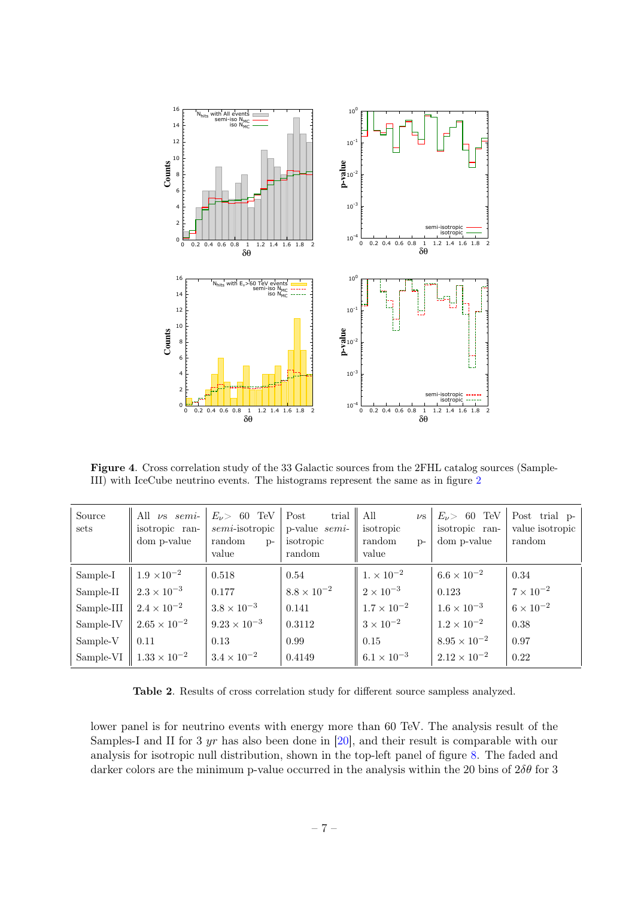**Figure 4**. Cross correlation study of the 33 Galactic sources from the 2FHL catalog sources (Sample-III) with IceCube neutrino events. The histograms represent the same as in figure 2

| Source sets | All $\nu$s *semi*-isotropic random p-value | $E_\nu >$ 60 TeV *semi*-isotropic random p-value | Post trial p-value *semi*-isotropic random | All $\nu$s isotropic random p-value | $E_\nu >$ 60 TeV isotropic random p-value | Post trial p-value isotropic random |
|---|---|---|---|---|---|---|
| Sample-I | $1.9 \times 10^{-2}$ | 0.518 | 0.54 | $1. \times 10^{-2}$ | $6.6 \times 10^{-2}$ | 0.34 |
| Sample-II | $2.3 \times 10^{-3}$ | 0.177 | $8.8 \times 10^{-2}$ | $2 \times 10^{-3}$ | 0.123 | $7 \times 10^{-2}$ |
| Sample-III | $2.4 \times 10^{-2}$ | $3.8 \times 10^{-3}$ | 0.141 | $1.7 \times 10^{-2}$ | $1.6 \times 10^{-3}$ | $6 \times 10^{-2}$ |
| Sample-IV | $2.65 \times 10^{-2}$ | $9.23 \times 10^{-3}$ | 0.3112 | $3 \times 10^{-2}$ | $1.2 \times 10^{-2}$ | 0.38 |
| Sample-V | 0.11 | 0.13 | 0.99 | 0.15 | $8.95 \times 10^{-2}$ | 0.97 |
| Sample-VI | $1.33 \times 10^{-2}$ | $3.4 \times 10^{-2}$ | 0.4149 | $6.1 \times 10^{-3}$ | $2.12 \times 10^{-2}$ | 0.22 |

**Table 2**. Results of cross correlation study for different source sampless analyzed.

lower panel is for neutrino events with energy more than 60 TeV. The analysis result of the Samples-I and II for 3 *yr* has also been done in [20], and their result is comparable with our analysis for isotropic null distribution, shown in the top-left panel of figure 8. The faded and darker colors are the minimum p-value occurred in the analysis within the 20 bins of $2\delta\theta$ for 3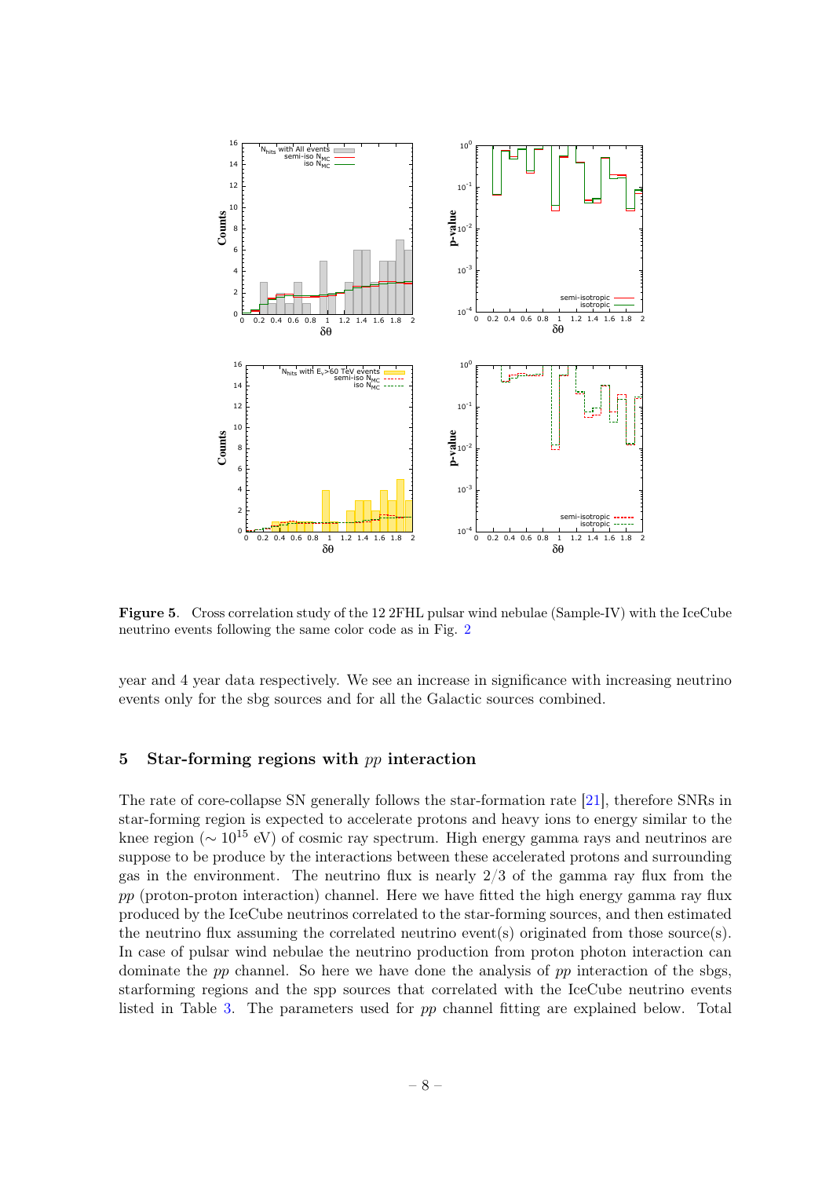**Figure 5**. Cross correlation study of the 12 2FHL pulsar wind nebulae (Sample-IV) with the IceCube neutrino events following the same color code as in Fig. 2

year and 4 year data respectively. We see an increase in significance with increasing neutrino events only for the sbg sources and for all the Galactic sources combined.

## 5 Star-forming regions with $pp$ interaction

The rate of core-collapse SN generally follows the star-formation rate [21], therefore SNRs in star-forming region is expected to accelerate protons and heavy ions to energy similar to the knee region ($\sim 10^{15}$ eV) of cosmic ray spectrum. High energy gamma rays and neutrinos are suppose to be produce by the interactions between these accelerated protons and surrounding gas in the environment. The neutrino flux is nearly 2/3 of the gamma ray flux from the $pp$ (proton-proton interaction) channel. Here we have fitted the high energy gamma ray flux produced by the IceCube neutrinos correlated to the star-forming sources, and then estimated the neutrino flux assuming the correlated neutrino event(s) originated from those source(s). In case of pulsar wind nebulae the neutrino production from proton photon interaction can dominate the $pp$ channel. So here we have done the analysis of $pp$ interaction of the sbgs, starforming regions and the spp sources that correlated with the IceCube neutrino events listed in Table 3. The parameters used for $pp$ channel fitting are explained below. Total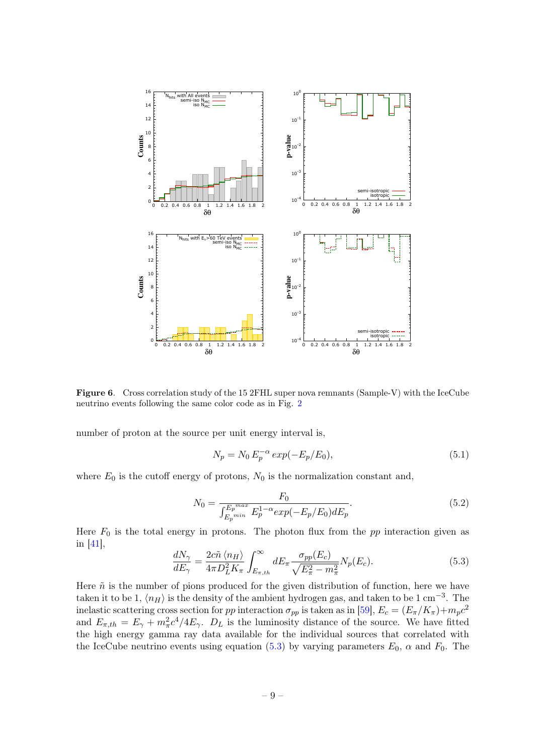**Figure 6**. Cross correlation study of the 15 2FHL super nova remnants (Sample-V) with the IceCube neutrino events following the same color code as in Fig. 2

number of proton at the source per unit energy interval is,

$$N_p = N_0 \, E_p^{-\alpha} \, exp(-E_p/E_0), \tag{5.1}$$

where $E_0$ is the cutoff energy of protons, $N_0$ is the normalization constant and,

$$N_0 = \frac{F_0}{\int_{E_p{}^{min}}^{E_p{}^{max}} E_p^{1-\alpha} exp(-E_p/E_0) dE_p}. \tag{5.2}$$

Here $F_0$ is the total energy in protons. The photon flux from the $pp$ interaction given as in [41],

$$\frac{dN_\gamma}{dE_\gamma} = \frac{2c\tilde{n}\,\langle n_H \rangle}{4\pi D_L^2 K_\pi} \int_{E_{\pi,th}}^{\infty} dE_\pi \frac{\sigma_{pp}(E_c)}{\sqrt{E_\pi^2 - m_\pi^2}} N_p(E_c). \tag{5.3}$$

Here $\tilde{n}$ is the number of pions produced for the given distribution of function, here we have taken it to be 1, $\langle n_H \rangle$ is the density of the ambient hydrogen gas, and taken to be 1 cm$^{-3}$. The inelastic scattering cross section for $pp$ interaction $\sigma_{pp}$ is taken as in [59], $E_c = (E_\pi/K_\pi) + m_p c^2$ and $E_{\pi,th} = E_\gamma + m_\pi^2 c^4 / 4E_\gamma$. $D_L$ is the luminosity distance of the source. We have fitted the high energy gamma ray data available for the individual sources that correlated with the IceCube neutrino events using equation (5.3) by varying parameters $E_0$, $\alpha$ and $F_0$. The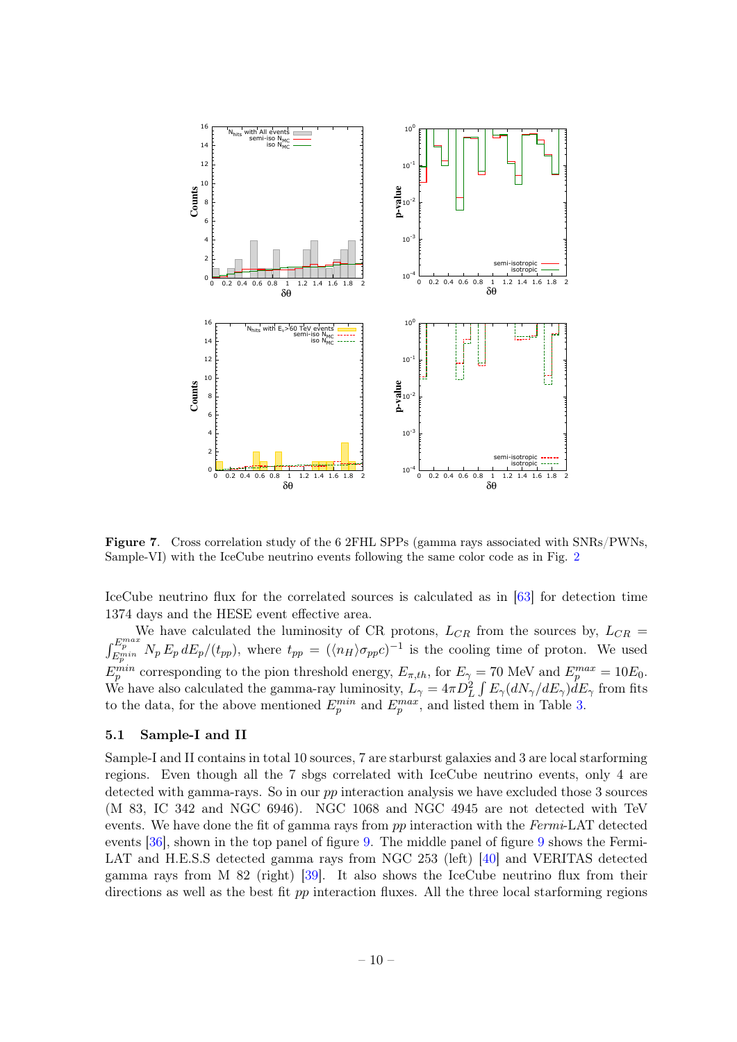**Figure 7**. Cross correlation study of the 6 2FHL SPPs (gamma rays associated with SNRs/PWNs, Sample-VI) with the IceCube neutrino events following the same color code as in Fig. 2

IceCube neutrino flux for the correlated sources is calculated as in [63] for detection time 1374 days and the HESE event effective area.

We have calculated the luminosity of CR protons, $L_{CR}$ from the sources by, $L_{CR} = \int_{E_p^{min}}^{E_p^{max}} N_p \, E_p \, dE_p/(t_{pp})$, where $t_{pp} = (\langle n_H \rangle \sigma_{pp} c)^{-1}$ is the cooling time of proton. We used $E_p^{min}$ corresponding to the pion threshold energy, $E_{\pi,th}$, for $E_\gamma = 70$ MeV and $E_p^{max} = 10E_0$. We have also calculated the gamma-ray luminosity, $L_\gamma = 4\pi D_L^2 \int E_\gamma (dN_\gamma/dE_\gamma) dE_\gamma$ from fits to the data, for the above mentioned $E_p^{min}$ and $E_p^{max}$, and listed them in Table 3.

### 5.1 Sample-I and II

Sample-I and II contains in total 10 sources, 7 are starburst galaxies and 3 are local starforming regions. Even though all the 7 sbgs correlated with IceCube neutrino events, only 4 are detected with gamma-rays. So in our $pp$ interaction analysis we have excluded those 3 sources (M 83, IC 342 and NGC 6946). NGC 1068 and NGC 4945 are not detected with TeV events. We have done the fit of gamma rays from $pp$ interaction with the *Fermi*-LAT detected events [36], shown in the top panel of figure 9. The middle panel of figure 9 shows the Fermi-LAT and H.E.S.S detected gamma rays from NGC 253 (left) [40] and VERITAS detected gamma rays from M 82 (right) [39]. It also shows the IceCube neutrino flux from their directions as well as the best fit $pp$ interaction fluxes. All the three local starforming regions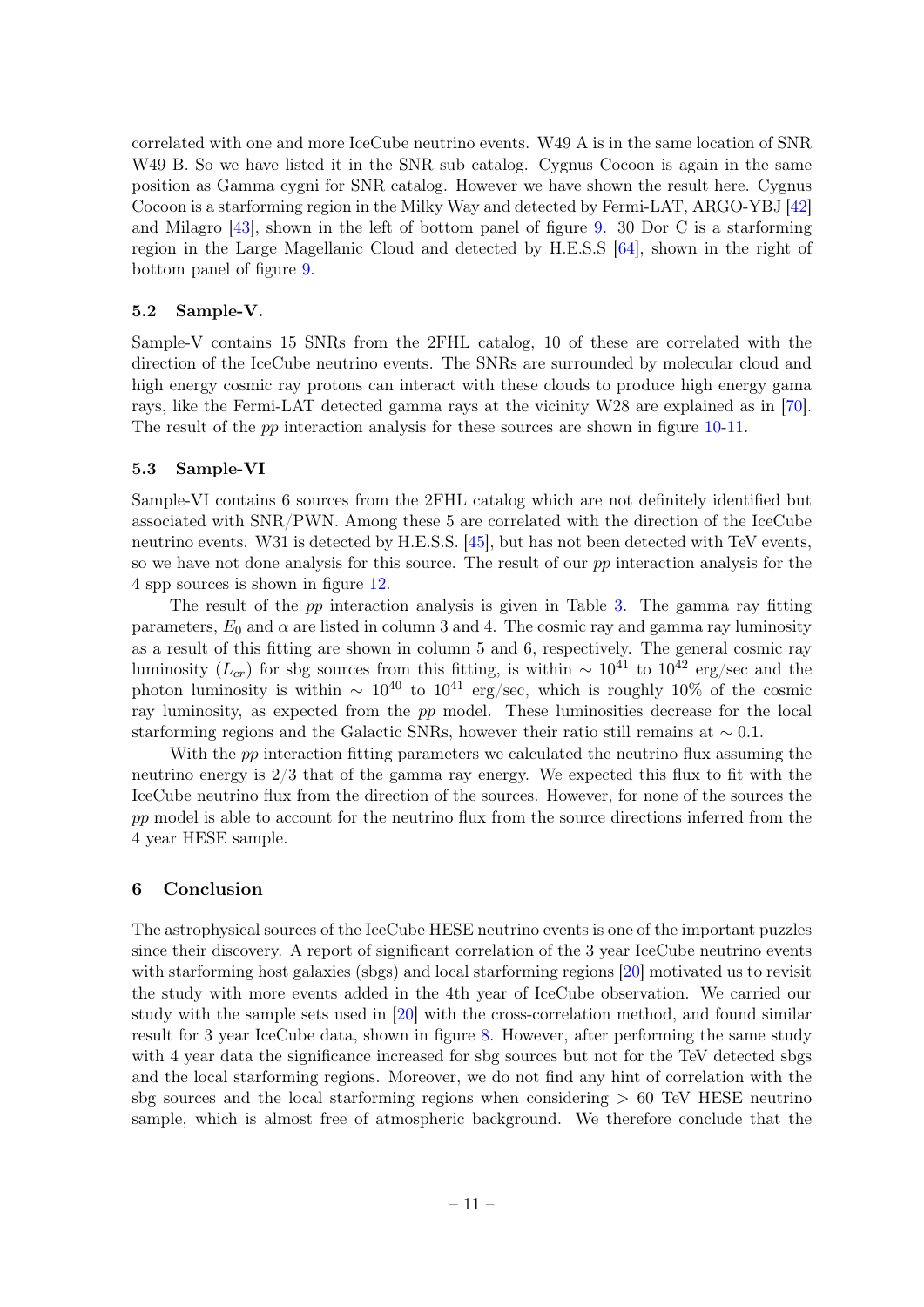correlated with one and more IceCube neutrino events. W49 A is in the same location of SNR W49 B. So we have listed it in the SNR sub catalog. Cygnus Cocoon is again in the same position as Gamma cygni for SNR catalog. However we have shown the result here. Cygnus Cocoon is a starforming region in the Milky Way and detected by Fermi-LAT, ARGO-YBJ [42] and Milagro [43], shown in the left of bottom panel of figure 9. 30 Dor C is a starforming region in the Large Magellanic Cloud and detected by H.E.S.S [64], shown in the right of bottom panel of figure 9.

### 5.2 Sample-V.

Sample-V contains 15 SNRs from the 2FHL catalog, 10 of these are correlated with the direction of the IceCube neutrino events. The SNRs are surrounded by molecular cloud and high energy cosmic ray protons can interact with these clouds to produce high energy gama rays, like the Fermi-LAT detected gamma rays at the vicinity W28 are explained as in [70]. The result of the *pp* interaction analysis for these sources are shown in figure 10-11.

### 5.3 Sample-VI

Sample-VI contains 6 sources from the 2FHL catalog which are not definitely identified but associated with SNR/PWN. Among these 5 are correlated with the direction of the IceCube neutrino events. W31 is detected by H.E.S.S. [45], but has not been detected with TeV events, so we have not done analysis for this source. The result of our *pp* interaction analysis for the 4 spp sources is shown in figure 12.

The result of the *pp* interaction analysis is given in Table 3. The gamma ray fitting parameters, $E_0$ and $\alpha$ are listed in column 3 and 4. The cosmic ray and gamma ray luminosity as a result of this fitting are shown in column 5 and 6, respectively. The general cosmic ray luminosity ($L_{cr}$) for sbg sources from this fitting, is within $\sim 10^{41}$ to $10^{42}$ erg/sec and the photon luminosity is within $\sim 10^{40}$ to $10^{41}$ erg/sec, which is roughly 10% of the cosmic ray luminosity, as expected from the *pp* model. These luminosities decrease for the local starforming regions and the Galactic SNRs, however their ratio still remains at $\sim 0.1$.

With the *pp* interaction fitting parameters we calculated the neutrino flux assuming the neutrino energy is 2/3 that of the gamma ray energy. We expected this flux to fit with the IceCube neutrino flux from the direction of the sources. However, for none of the sources the *pp* model is able to account for the neutrino flux from the source directions inferred from the 4 year HESE sample.

## 6 Conclusion

The astrophysical sources of the IceCube HESE neutrino events is one of the important puzzles since their discovery. A report of significant correlation of the 3 year IceCube neutrino events with starforming host galaxies (sbgs) and local starforming regions [20] motivated us to revisit the study with more events added in the 4th year of IceCube observation. We carried our study with the sample sets used in [20] with the cross-correlation method, and found similar result for 3 year IceCube data, shown in figure 8. However, after performing the same study with 4 year data the significance increased for sbg sources but not for the TeV detected sbgs and the local starforming regions. Moreover, we do not find any hint of correlation with the sbg sources and the local starforming regions when considering $> 60$ TeV HESE neutrino sample, which is almost free of atmospheric background. We therefore conclude that the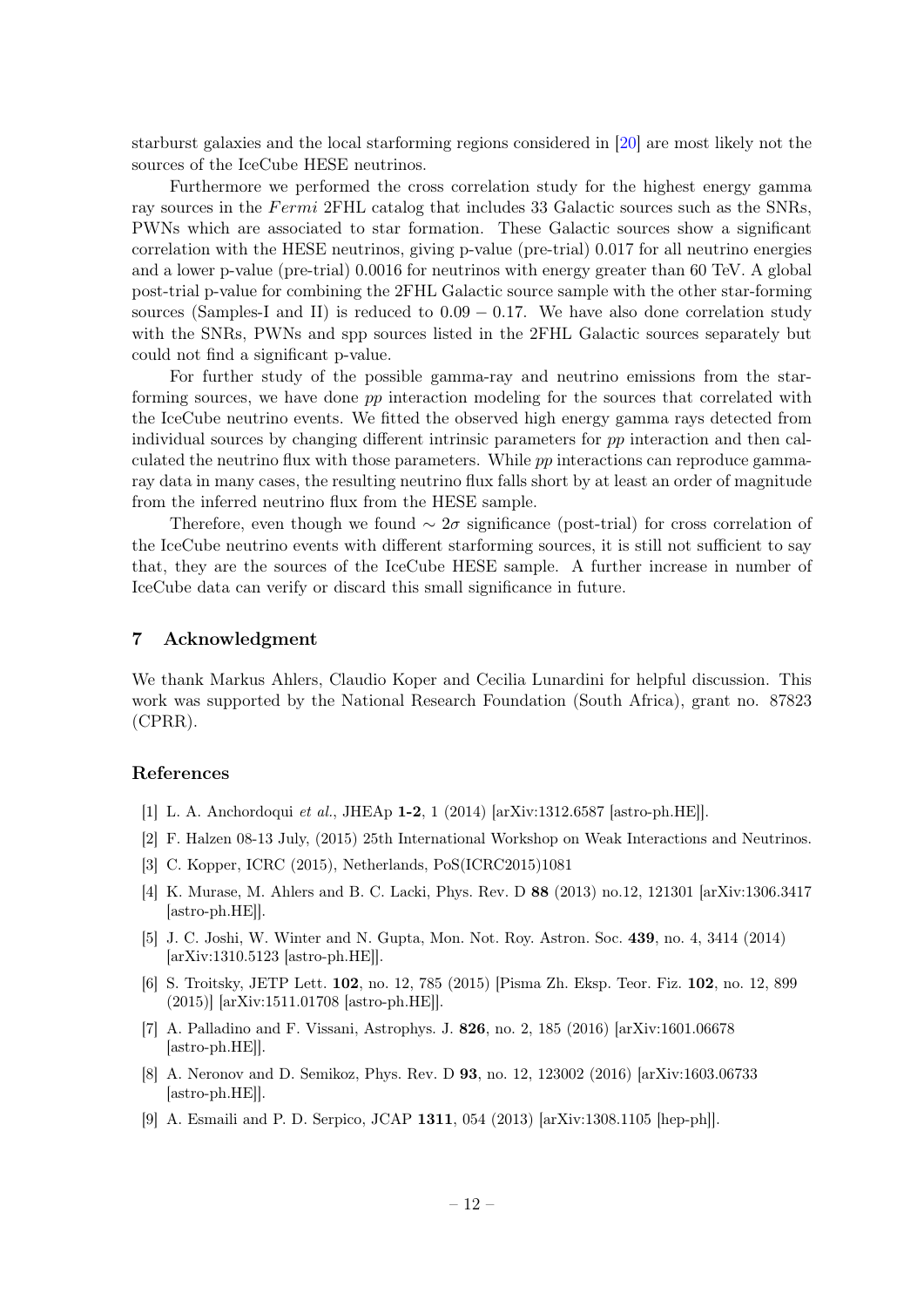starburst galaxies and the local starforming regions considered in [20] are most likely not the sources of the IceCube HESE neutrinos.

Furthermore we performed the cross correlation study for the highest energy gamma ray sources in the *Fermi* 2FHL catalog that includes 33 Galactic sources such as the SNRs, PWNs which are associated to star formation. These Galactic sources show a significant correlation with the HESE neutrinos, giving p-value (pre-trial) 0.017 for all neutrino energies and a lower p-value (pre-trial) 0.0016 for neutrinos with energy greater than 60 TeV. A global post-trial p-value for combining the 2FHL Galactic source sample with the other star-forming sources (Samples-I and II) is reduced to $0.09 - 0.17$. We have also done correlation study with the SNRs, PWNs and spp sources listed in the 2FHL Galactic sources separately but could not find a significant p-value.

For further study of the possible gamma-ray and neutrino emissions from the star-forming sources, we have done *pp* interaction modeling for the sources that correlated with the IceCube neutrino events. We fitted the observed high energy gamma rays detected from individual sources by changing different intrinsic parameters for *pp* interaction and then calculated the neutrino flux with those parameters. While *pp* interactions can reproduce gamma-ray data in many cases, the resulting neutrino flux falls short by at least an order of magnitude from the inferred neutrino flux from the HESE sample.

Therefore, even though we found $\sim 2\sigma$ significance (post-trial) for cross correlation of the IceCube neutrino events with different starforming sources, it is still not sufficient to say that, they are the sources of the IceCube HESE sample. A further increase in number of IceCube data can verify or discard this small significance in future.

## 7 Acknowledgment

We thank Markus Ahlers, Claudio Koper and Cecilia Lunardini for helpful discussion. This work was supported by the National Research Foundation (South Africa), grant no. 87823 (CPRR).

## References

[1] L. A. Anchordoqui *et al.*, JHEAp **1-2**, 1 (2014) [arXiv:1312.6587 [astro-ph.HE]].

[2] F. Halzen 08-13 July, (2015) 25th International Workshop on Weak Interactions and Neutrinos.

[3] C. Kopper, ICRC (2015), Netherlands, PoS(ICRC2015)1081

[4] K. Murase, M. Ahlers and B. C. Lacki, Phys. Rev. D **88** (2013) no.12, 121301 [arXiv:1306.3417 [astro-ph.HE]].

[5] J. C. Joshi, W. Winter and N. Gupta, Mon. Not. Roy. Astron. Soc. **439**, no. 4, 3414 (2014) [arXiv:1310.5123 [astro-ph.HE]].

[6] S. Troitsky, JETP Lett. **102**, no. 12, 785 (2015) [Pisma Zh. Eksp. Teor. Fiz. **102**, no. 12, 899 (2015)] [arXiv:1511.01708 [astro-ph.HE]].

[7] A. Palladino and F. Vissani, Astrophys. J. **826**, no. 2, 185 (2016) [arXiv:1601.06678 [astro-ph.HE]].

[8] A. Neronov and D. Semikoz, Phys. Rev. D **93**, no. 12, 123002 (2016) [arXiv:1603.06733 [astro-ph.HE]].

[9] A. Esmaili and P. D. Serpico, JCAP **1311**, 054 (2013) [arXiv:1308.1105 [hep-ph]].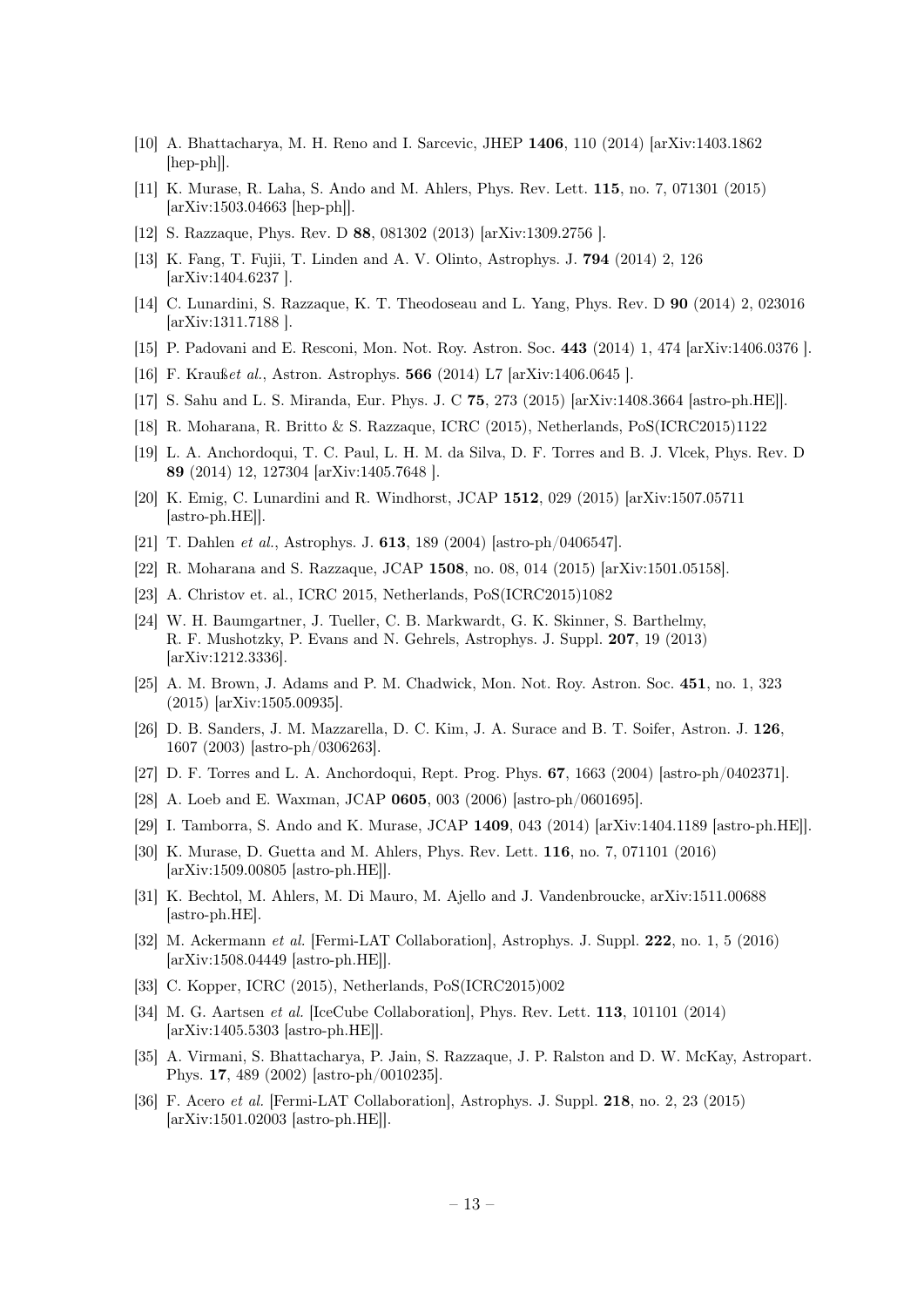[10] A. Bhattacharya, M. H. Reno and I. Sarcevic, JHEP **1406**, 110 (2014) [arXiv:1403.1862 [hep-ph]].

[11] K. Murase, R. Laha, S. Ando and M. Ahlers, Phys. Rev. Lett. **115**, no. 7, 071301 (2015) [arXiv:1503.04663 [hep-ph]].

[12] S. Razzaque, Phys. Rev. D **88**, 081302 (2013) [arXiv:1309.2756 ].

[13] K. Fang, T. Fujii, T. Linden and A. V. Olinto, Astrophys. J. **794** (2014) 2, 126 [arXiv:1404.6237 ].

[14] C. Lunardini, S. Razzaque, K. T. Theodoseau and L. Yang, Phys. Rev. D **90** (2014) 2, 023016 [arXiv:1311.7188 ].

[15] P. Padovani and E. Resconi, Mon. Not. Roy. Astron. Soc. **443** (2014) 1, 474 [arXiv:1406.0376 ].

[16] F. Krauß*et al.*, Astron. Astrophys. **566** (2014) L7 [arXiv:1406.0645 ].

[17] S. Sahu and L. S. Miranda, Eur. Phys. J. C **75**, 273 (2015) [arXiv:1408.3664 [astro-ph.HE]].

[18] R. Moharana, R. Britto & S. Razzaque, ICRC (2015), Netherlands, PoS(ICRC2015)1122

[19] L. A. Anchordoqui, T. C. Paul, L. H. M. da Silva, D. F. Torres and B. J. Vlcek, Phys. Rev. D **89** (2014) 12, 127304 [arXiv:1405.7648 ].

[20] K. Emig, C. Lunardini and R. Windhorst, JCAP **1512**, 029 (2015) [arXiv:1507.05711 [astro-ph.HE]].

[21] T. Dahlen *et al.*, Astrophys. J. **613**, 189 (2004) [astro-ph/0406547].

[22] R. Moharana and S. Razzaque, JCAP **1508**, no. 08, 014 (2015) [arXiv:1501.05158].

[23] A. Christov et. al., ICRC 2015, Netherlands, PoS(ICRC2015)1082

[24] W. H. Baumgartner, J. Tueller, C. B. Markwardt, G. K. Skinner, S. Barthelmy, R. F. Mushotzky, P. Evans and N. Gehrels, Astrophys. J. Suppl. **207**, 19 (2013) [arXiv:1212.3336].

[25] A. M. Brown, J. Adams and P. M. Chadwick, Mon. Not. Roy. Astron. Soc. **451**, no. 1, 323 (2015) [arXiv:1505.00935].

[26] D. B. Sanders, J. M. Mazzarella, D. C. Kim, J. A. Surace and B. T. Soifer, Astron. J. **126**, 1607 (2003) [astro-ph/0306263].

[27] D. F. Torres and L. A. Anchordoqui, Rept. Prog. Phys. **67**, 1663 (2004) [astro-ph/0402371].

[28] A. Loeb and E. Waxman, JCAP **0605**, 003 (2006) [astro-ph/0601695].

[29] I. Tamborra, S. Ando and K. Murase, JCAP **1409**, 043 (2014) [arXiv:1404.1189 [astro-ph.HE]].

[30] K. Murase, D. Guetta and M. Ahlers, Phys. Rev. Lett. **116**, no. 7, 071101 (2016) [arXiv:1509.00805 [astro-ph.HE]].

[31] K. Bechtol, M. Ahlers, M. Di Mauro, M. Ajello and J. Vandenbroucke, arXiv:1511.00688 [astro-ph.HE].

[32] M. Ackermann *et al.* [Fermi-LAT Collaboration], Astrophys. J. Suppl. **222**, no. 1, 5 (2016) [arXiv:1508.04449 [astro-ph.HE]].

[33] C. Kopper, ICRC (2015), Netherlands, PoS(ICRC2015)002

[34] M. G. Aartsen *et al.* [IceCube Collaboration], Phys. Rev. Lett. **113**, 101101 (2014) [arXiv:1405.5303 [astro-ph.HE]].

[35] A. Virmani, S. Bhattacharya, P. Jain, S. Razzaque, J. P. Ralston and D. W. McKay, Astropart. Phys. **17**, 489 (2002) [astro-ph/0010235].

[36] F. Acero *et al.* [Fermi-LAT Collaboration], Astrophys. J. Suppl. **218**, no. 2, 23 (2015) [arXiv:1501.02003 [astro-ph.HE]].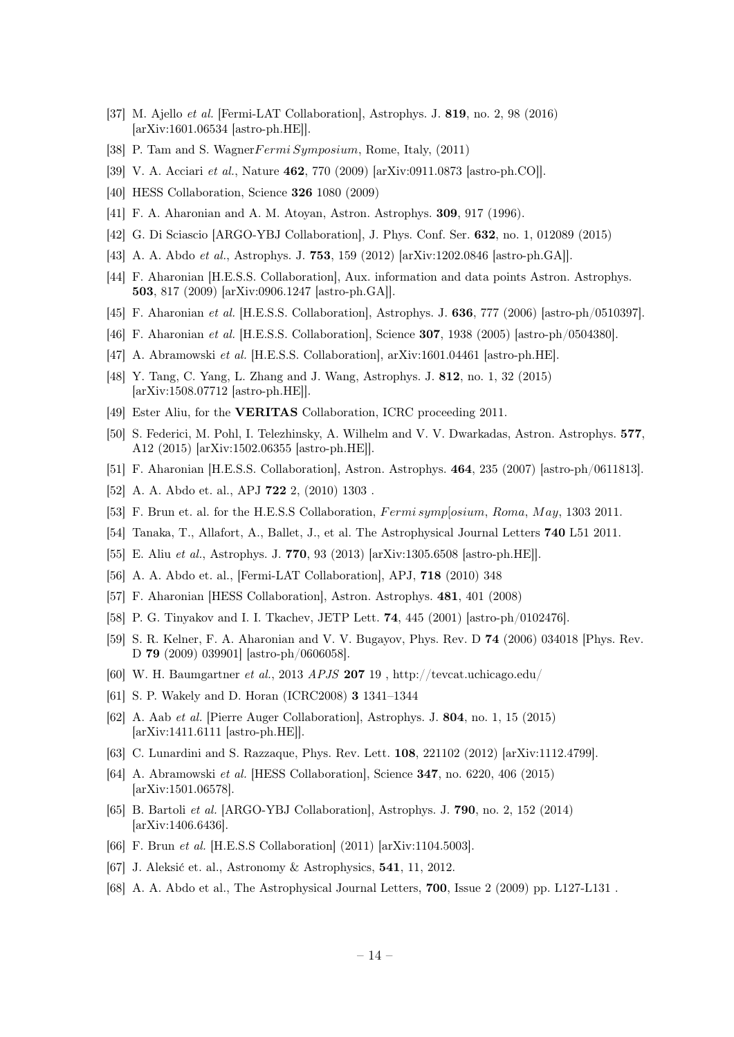[37] M. Ajello *et al.* [Fermi-LAT Collaboration], Astrophys. J. **819**, no. 2, 98 (2016) [arXiv:1601.06534 [astro-ph.HE]].

[38] P. Tam and S. Wagner*Fermi Symposium*, Rome, Italy, (2011)

[39] V. A. Acciari *et al.*, Nature **462**, 770 (2009) [arXiv:0911.0873 [astro-ph.CO]].

[40] HESS Collaboration, Science **326** 1080 (2009)

[41] F. A. Aharonian and A. M. Atoyan, Astron. Astrophys. **309**, 917 (1996).

[42] G. Di Sciascio [ARGO-YBJ Collaboration], J. Phys. Conf. Ser. **632**, no. 1, 012089 (2015)

[43] A. A. Abdo *et al.*, Astrophys. J. **753**, 159 (2012) [arXiv:1202.0846 [astro-ph.GA]].

[44] F. Aharonian [H.E.S.S. Collaboration], Aux. information and data points Astron. Astrophys. **503**, 817 (2009) [arXiv:0906.1247 [astro-ph.GA]].

[45] F. Aharonian *et al.* [H.E.S.S. Collaboration], Astrophys. J. **636**, 777 (2006) [astro-ph/0510397].

[46] F. Aharonian *et al.* [H.E.S.S. Collaboration], Science **307**, 1938 (2005) [astro-ph/0504380].

[47] A. Abramowski *et al.* [H.E.S.S. Collaboration], arXiv:1601.04461 [astro-ph.HE].

[48] Y. Tang, C. Yang, L. Zhang and J. Wang, Astrophys. J. **812**, no. 1, 32 (2015) [arXiv:1508.07712 [astro-ph.HE]].

[49] Ester Aliu, for the **VERITAS** Collaboration, ICRC proceeding 2011.

[50] S. Federici, M. Pohl, I. Telezhinsky, A. Wilhelm and V. V. Dwarkadas, Astron. Astrophys. **577**, A12 (2015) [arXiv:1502.06355 [astro-ph.HE]].

[51] F. Aharonian [H.E.S.S. Collaboration], Astron. Astrophys. **464**, 235 (2007) [astro-ph/0611813].

[52] A. A. Abdo et. al., APJ **722** 2, (2010) 1303 .

[53] F. Brun et. al. for the H.E.S.S Collaboration, *Fermi symp[osium, Roma, May*, 1303 2011.

[54] Tanaka, T., Allafort, A., Ballet, J., et al. The Astrophysical Journal Letters **740** L51 2011.

[55] E. Aliu *et al.*, Astrophys. J. **770**, 93 (2013) [arXiv:1305.6508 [astro-ph.HE]].

[56] A. A. Abdo et. al., [Fermi-LAT Collaboration], APJ, **718** (2010) 348

[57] F. Aharonian [HESS Collaboration], Astron. Astrophys. **481**, 401 (2008)

[58] P. G. Tinyakov and I. I. Tkachev, JETP Lett. **74**, 445 (2001) [astro-ph/0102476].

[59] S. R. Kelner, F. A. Aharonian and V. V. Bugayov, Phys. Rev. D **74** (2006) 034018 [Phys. Rev. D **79** (2009) 039901] [astro-ph/0606058].

[60] W. H. Baumgartner *et al.*, 2013 *APJS* **207** 19 , http://tevcat.uchicago.edu/

[61] S. P. Wakely and D. Horan (ICRC2008) **3** 1341–1344

[62] A. Aab *et al.* [Pierre Auger Collaboration], Astrophys. J. **804**, no. 1, 15 (2015) [arXiv:1411.6111 [astro-ph.HE]].

[63] C. Lunardini and S. Razzaque, Phys. Rev. Lett. **108**, 221102 (2012) [arXiv:1112.4799].

[64] A. Abramowski *et al.* [HESS Collaboration], Science **347**, no. 6220, 406 (2015) [arXiv:1501.06578].

[65] B. Bartoli *et al.* [ARGO-YBJ Collaboration], Astrophys. J. **790**, no. 2, 152 (2014) [arXiv:1406.6436].

[66] F. Brun *et al.* [H.E.S.S Collaboration] (2011) [arXiv:1104.5003].

[67] J. Aleksić et. al., Astronomy & Astrophysics, **541**, 11, 2012.

[68] A. A. Abdo et al., The Astrophysical Journal Letters, **700**, Issue 2 (2009) pp. L127-L131 .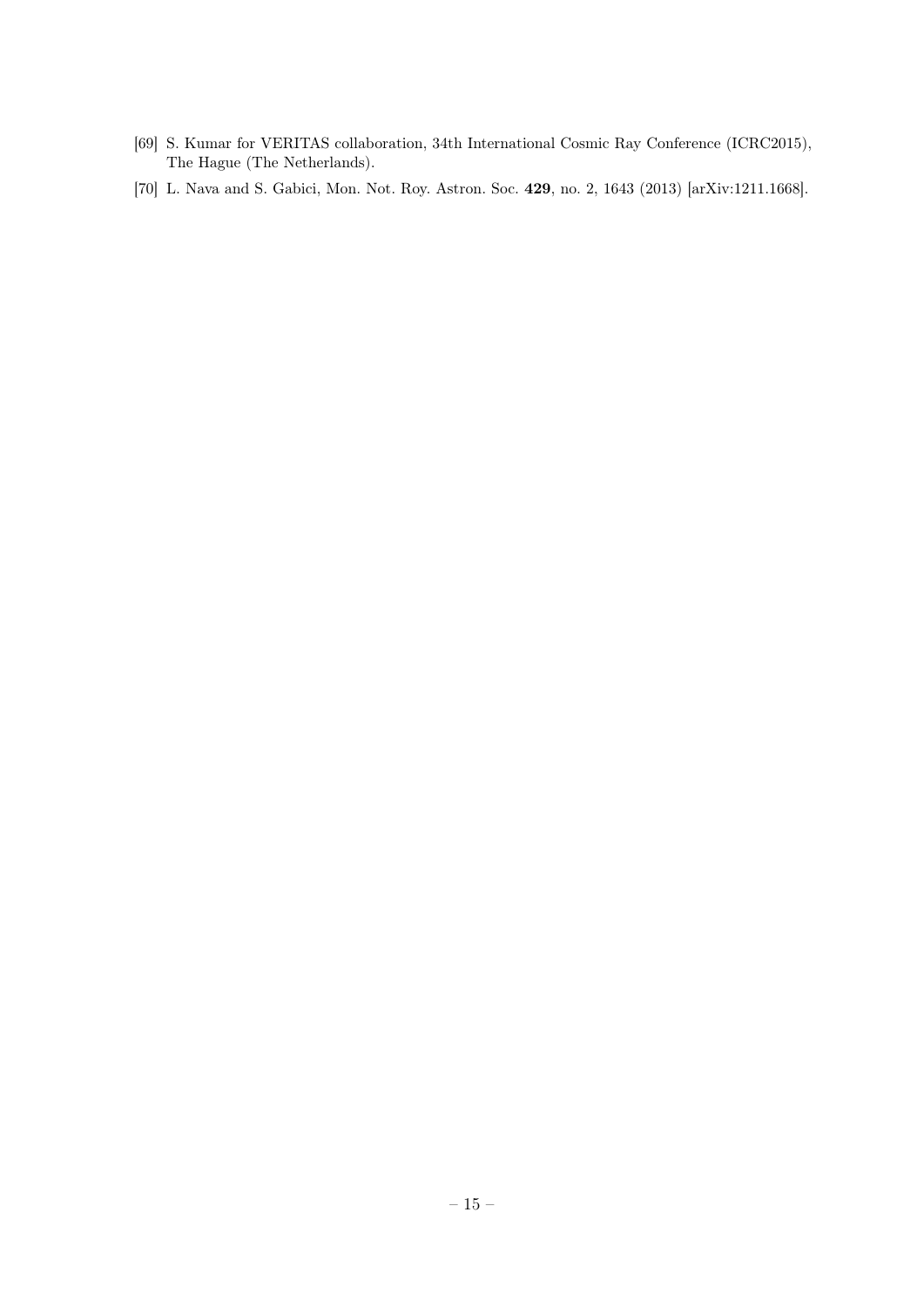[69] S. Kumar for VERITAS collaboration, 34th International Cosmic Ray Conference (ICRC2015), The Hague (The Netherlands).

[70] L. Nava and S. Gabici, Mon. Not. Roy. Astron. Soc. **429**, no. 2, 1643 (2013) [arXiv:1211.1668].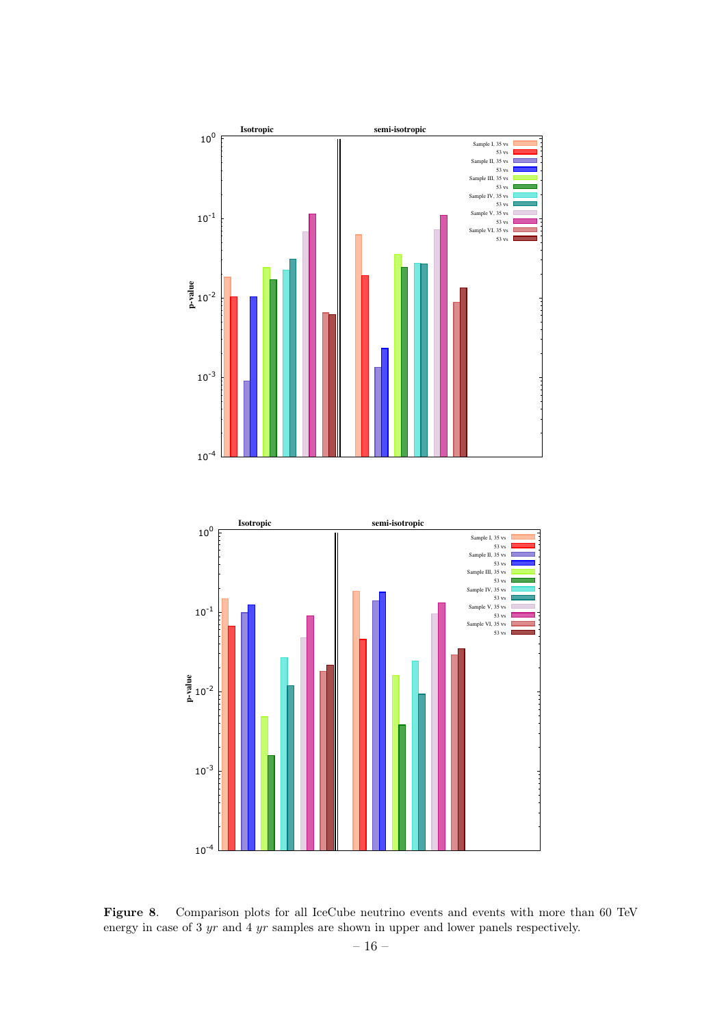**Figure 8**. Comparison plots for all IceCube neutrino events and events with more than 60 TeV energy in case of 3 *yr* and 4 *yr* samples are shown in upper and lower panels respectively.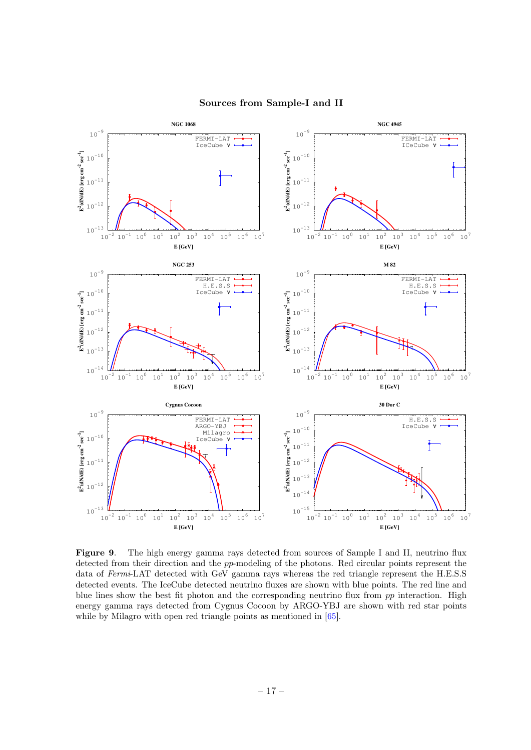**Sources from Sample-I and II**

**Figure 9**. The high energy gamma rays detected from sources of Sample I and II, neutrino flux detected from their direction and the *pp*-modeling of the photons. Red circular points represent the data of *Fermi*-LAT detected with GeV gamma rays whereas the red triangle represent the H.E.S.S detected events. The IceCube detected neutrino fluxes are shown with blue points. The red line and blue lines show the best fit photon and the corresponding neutrino flux from *pp* interaction. High energy gamma rays detected from Cygnus Cocoon by ARGO-YBJ are shown with red star points while by Milagro with open red triangle points as mentioned in [65].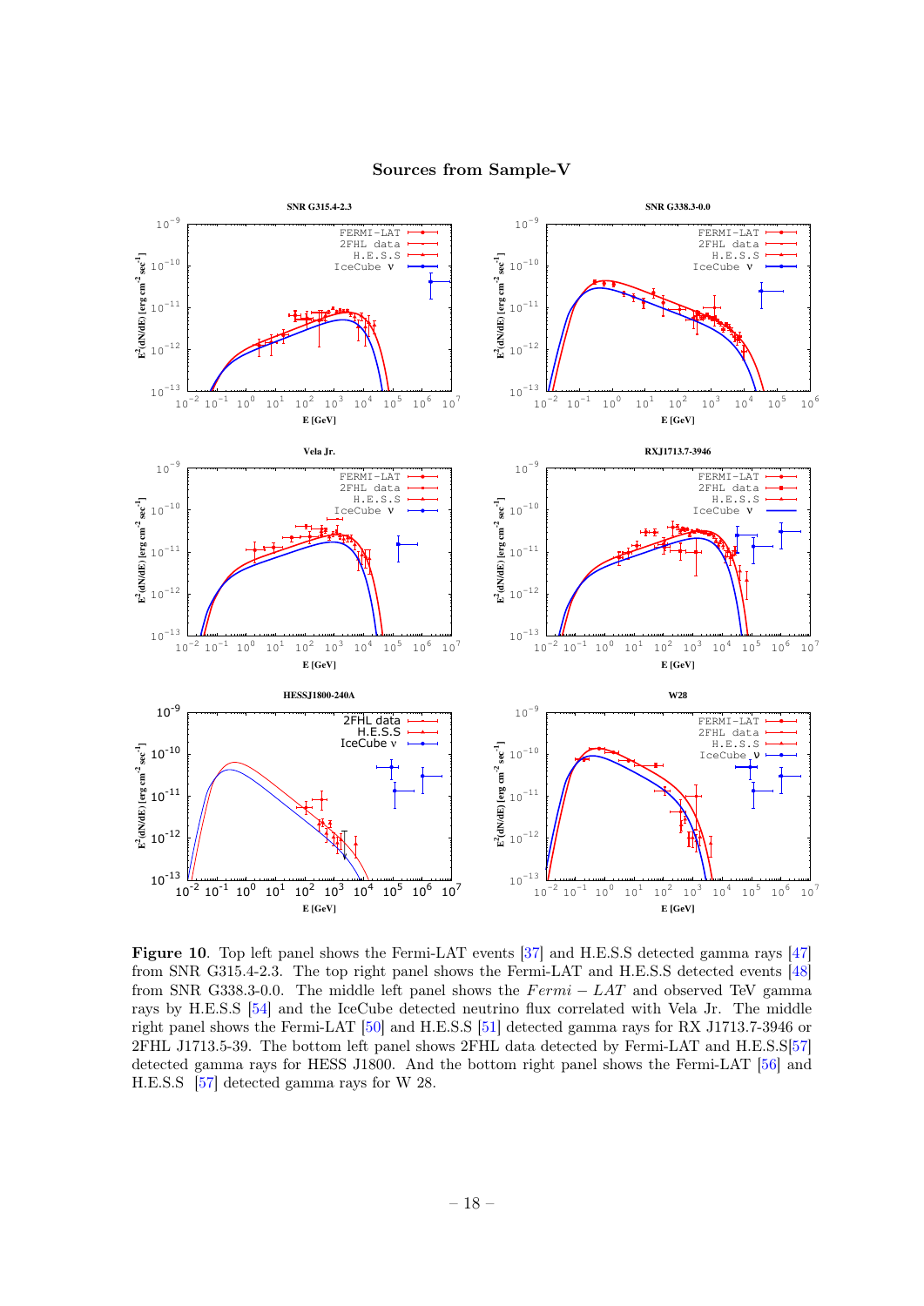**Sources from Sample-V**

**Figure 10**. Top left panel shows the Fermi-LAT events [37] and H.E.S.S detected gamma rays [47] from SNR G315.4-2.3. The top right panel shows the Fermi-LAT and H.E.S.S detected events [48] from SNR G338.3-0.0. The middle left panel shows the *Fermi* − *LAT* and observed TeV gamma rays by H.E.S.S [54] and the IceCube detected neutrino flux correlated with Vela Jr. The middle right panel shows the Fermi-LAT [50] and H.E.S.S [51] detected gamma rays for RX J1713.7-3946 or 2FHL J1713.5-39. The bottom left panel shows 2FHL data detected by Fermi-LAT and H.E.S.S[57] detected gamma rays for HESS J1800. And the bottom right panel shows the Fermi-LAT [56] and H.E.S.S [57] detected gamma rays for W 28.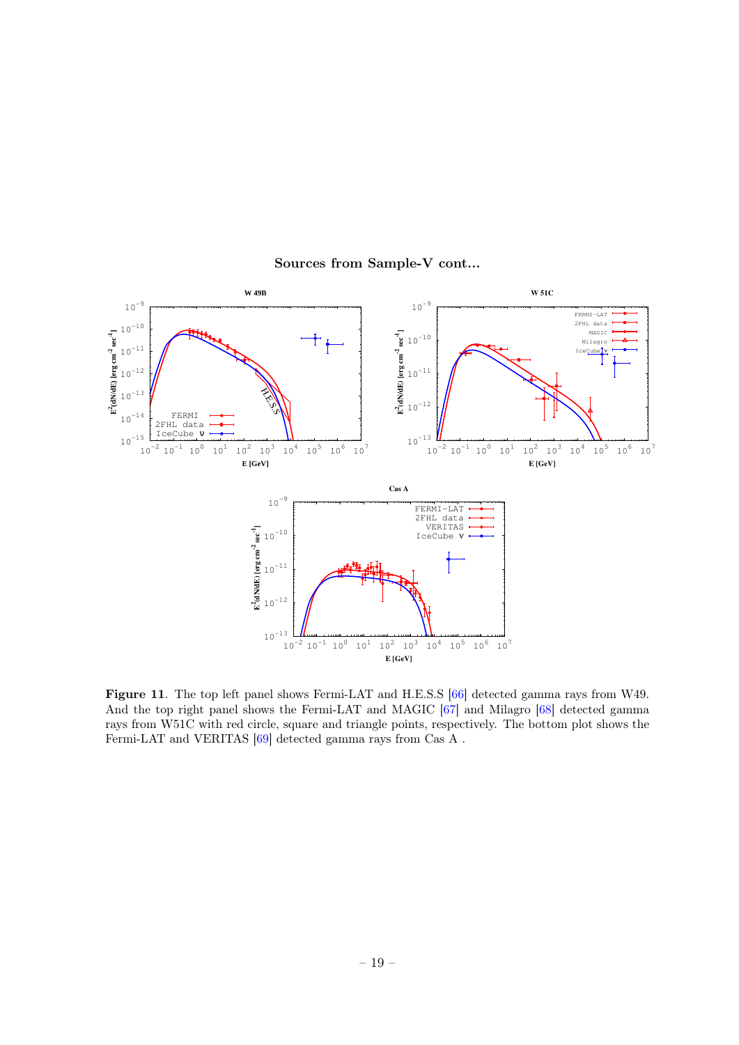## Sources from Sample-V cont...

**Figure 11**. The top left panel shows Fermi-LAT and H.E.S.S [66] detected gamma rays from W49. And the top right panel shows the Fermi-LAT and MAGIC [67] and Milagro [68] detected gamma rays from W51C with red circle, square and triangle points, respectively. The bottom plot shows the Fermi-LAT and VERITAS [69] detected gamma rays from Cas A .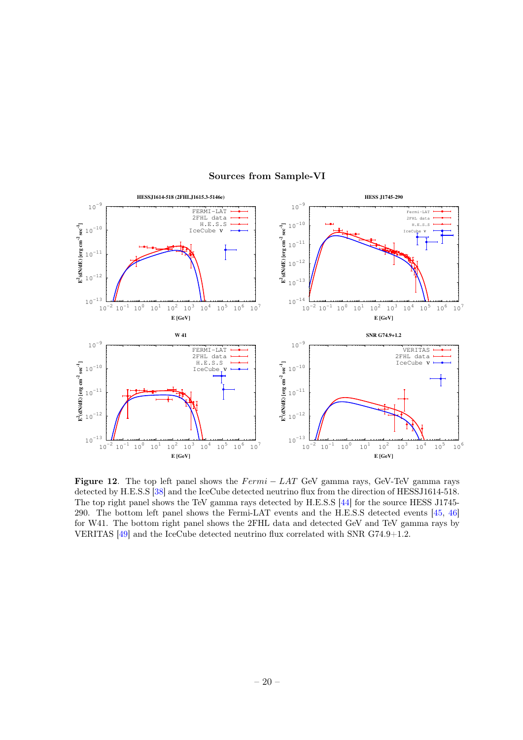## Sources from Sample-VI

**Figure 12**. The top left panel shows the $Fermi - LAT$ GeV gamma rays, GeV-TeV gamma rays detected by H.E.S.S [38] and the IceCube detected neutrino flux from the direction of HESSJ1614-518. The top right panel shows the TeV gamma rays detected by H.E.S.S [44] for the source HESS J1745-290. The bottom left panel shows the Fermi-LAT events and the H.E.S.S detected events [45, 46] for W41. The bottom right panel shows the 2FHL data and detected GeV and TeV gamma rays by VERITAS [49] and the IceCube detected neutrino flux correlated with SNR G74.9+1.2.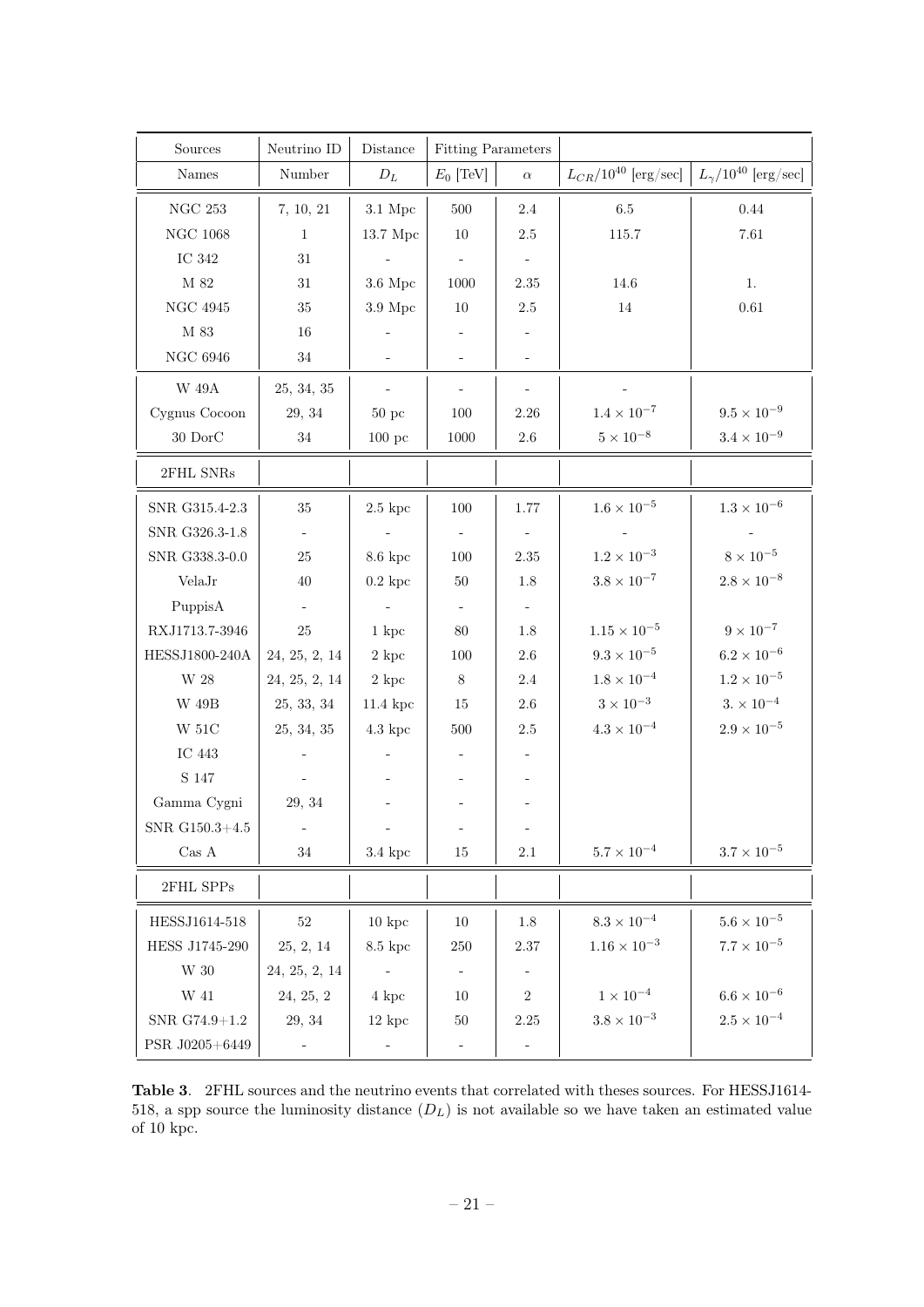| Sources | Neutrino ID | Distance | Fitting Parameters | | | |
|---|---|---|---|---|---|---|
| Names | Number | $D_L$ | $E_0$ [TeV] | $\alpha$ | $L_{CR}/10^{40}$ [erg/sec] | $L_{\gamma}/10^{40}$ [erg/sec] |
| NGC 253 | 7, 10, 21 | 3.1 Mpc | 500 | 2.4 | 6.5 | 0.44 |
| NGC 1068 | 1 | 13.7 Mpc | 10 | 2.5 | 115.7 | 7.61 |
| IC 342 | 31 | - | - | - | | |
| M 82 | 31 | 3.6 Mpc | 1000 | 2.35 | 14.6 | 1. |
| NGC 4945 | 35 | 3.9 Mpc | 10 | 2.5 | 14 | 0.61 |
| M 83 | 16 | - | - | - | | |
| NGC 6946 | 34 | - | - | - | | |
| W 49A | 25, 34, 35 | - | - | - | - | |
| Cygnus Cocoon | 29, 34 | 50 pc | 100 | 2.26 | $1.4 \times 10^{-7}$ | $9.5 \times 10^{-9}$ |
| 30 DorC | 34 | 100 pc | 1000 | 2.6 | $5 \times 10^{-8}$ | $3.4 \times 10^{-9}$ |
| 2FHL SNRs | | | | | | |
| SNR G315.4-2.3 | 35 | 2.5 kpc | 100 | 1.77 | $1.6 \times 10^{-5}$ | $1.3 \times 10^{-6}$ |
| SNR G326.3-1.8 | - | - | - | - | - | - |
| SNR G338.3-0.0 | 25 | 8.6 kpc | 100 | 2.35 | $1.2 \times 10^{-3}$ | $8 \times 10^{-5}$ |
| VelaJr | 40 | 0.2 kpc | 50 | 1.8 | $3.8 \times 10^{-7}$ | $2.8 \times 10^{-8}$ |
| PuppisA | - | - | - | - | | |
| RXJ1713.7-3946 | 25 | 1 kpc | 80 | 1.8 | $1.15 \times 10^{-5}$ | $9 \times 10^{-7}$ |
| HESSJ1800-240A | 24, 25, 2, 14 | 2 kpc | 100 | 2.6 | $9.3 \times 10^{-5}$ | $6.2 \times 10^{-6}$ |
| W 28 | 24, 25, 2, 14 | 2 kpc | 8 | 2.4 | $1.8 \times 10^{-4}$ | $1.2 \times 10^{-5}$ |
| W 49B | 25, 33, 34 | 11.4 kpc | 15 | 2.6 | $3 \times 10^{-3}$ | $3. \times 10^{-4}$ |
| W 51C | 25, 34, 35 | 4.3 kpc | 500 | 2.5 | $4.3 \times 10^{-4}$ | $2.9 \times 10^{-5}$ |
| IC 443 | - | - | - | - | | |
| S 147 | - | - | - | - | | |
| Gamma Cygni | 29, 34 | - | - | - | | |
| SNR G150.3+4.5 | - | - | - | - | | |
| Cas A | 34 | 3.4 kpc | 15 | 2.1 | $5.7 \times 10^{-4}$ | $3.7 \times 10^{-5}$ |
| 2FHL SPPs | | | | | | |
| HESSJ1614-518 | 52 | 10 kpc | 10 | 1.8 | $8.3 \times 10^{-4}$ | $5.6 \times 10^{-5}$ |
| HESS J1745-290 | 25, 2, 14 | 8.5 kpc | 250 | 2.37 | $1.16 \times 10^{-3}$ | $7.7 \times 10^{-5}$ |
| W 30 | 24, 25, 2, 14 | - | - | - | | |
| W 41 | 24, 25, 2 | 4 kpc | 10 | 2 | $1 \times 10^{-4}$ | $6.6 \times 10^{-6}$ |
| SNR G74.9+1.2 | 29, 34 | 12 kpc | 50 | 2.25 | $3.8 \times 10^{-3}$ | $2.5 \times 10^{-4}$ |
| PSR J0205+6449 | - | - | - | - | | |

**Table 3**. 2FHL sources and the neutrino events that correlated with theses sources. For HESSJ1614-518, a spp source the luminosity distance ($D_L$) is not available so we have taken an estimated value of 10 kpc.